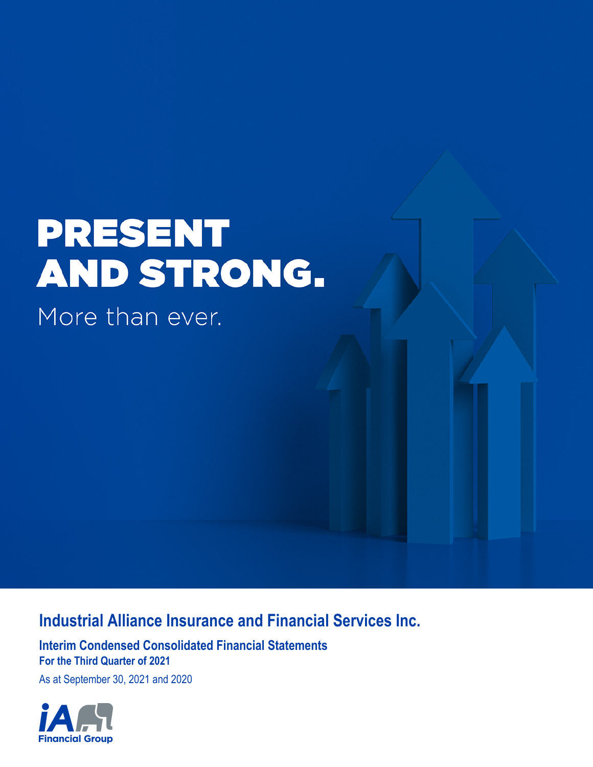# PRESENT AND STRONG.

More than ever.

## Industrial Alliance Insurance and Financial Services Inc.

### Interim Condensed Consolidated Financial Statements

**For the Third Quarter of 2021**

As at September 30, 2021 and 2020

iA Financial Group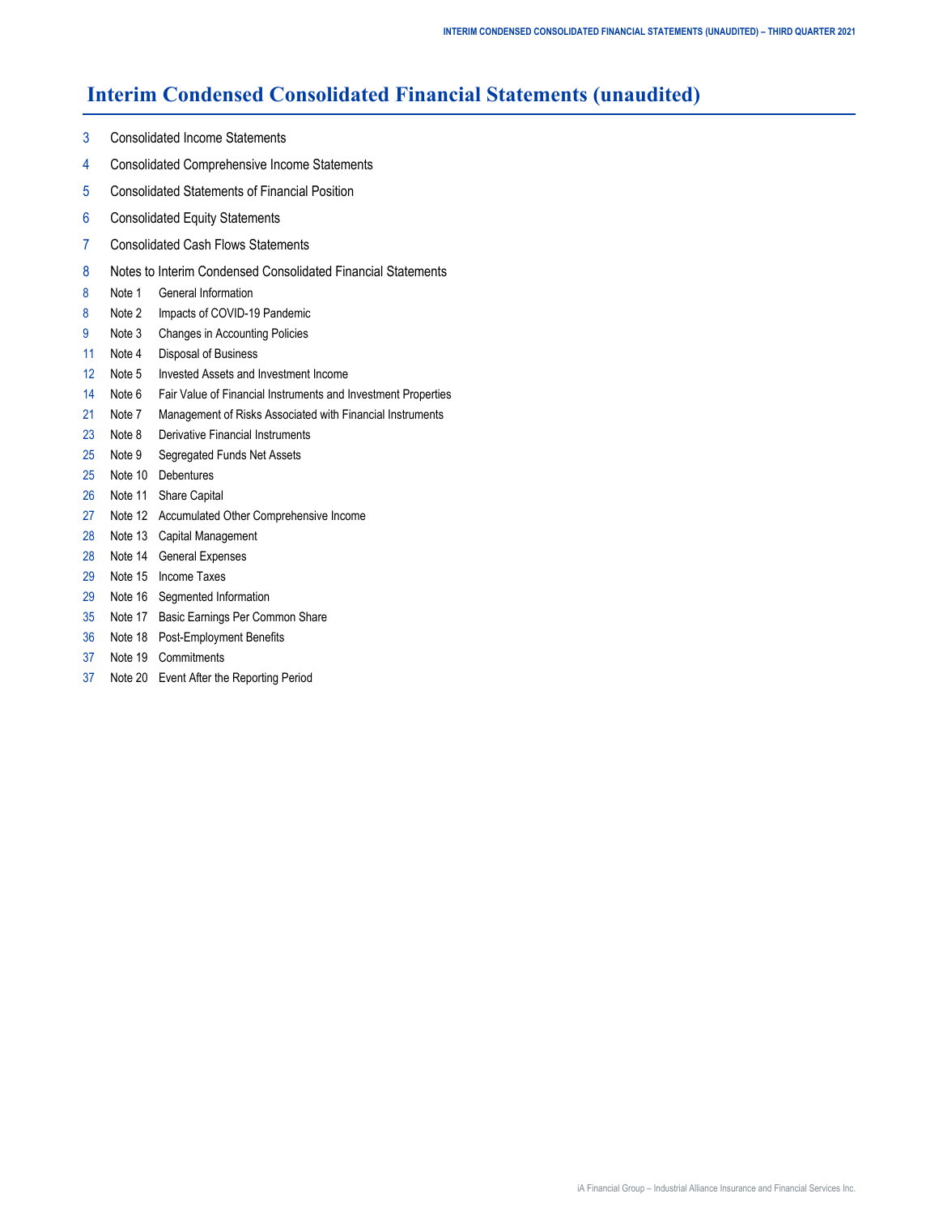# Interim Condensed Consolidated Financial Statements (unaudited)

3 Consolidated Income Statements

4 Consolidated Comprehensive Income Statements

5 Consolidated Statements of Financial Position

6 Consolidated Equity Statements

7 Consolidated Cash Flows Statements

8 Notes to Interim Condensed Consolidated Financial Statements

8 Note 1 General Information

8 Note 2 Impacts of COVID-19 Pandemic

9 Note 3 Changes in Accounting Policies

11 Note 4 Disposal of Business

12 Note 5 Invested Assets and Investment Income

14 Note 6 Fair Value of Financial Instruments and Investment Properties

21 Note 7 Management of Risks Associated with Financial Instruments

23 Note 8 Derivative Financial Instruments

25 Note 9 Segregated Funds Net Assets

25 Note 10 Debentures

26 Note 11 Share Capital

27 Note 12 Accumulated Other Comprehensive Income

28 Note 13 Capital Management

28 Note 14 General Expenses

29 Note 15 Income Taxes

29 Note 16 Segmented Information

35 Note 17 Basic Earnings Per Common Share

36 Note 18 Post-Employment Benefits

37 Note 19 Commitments

37 Note 20 Event After the Reporting Period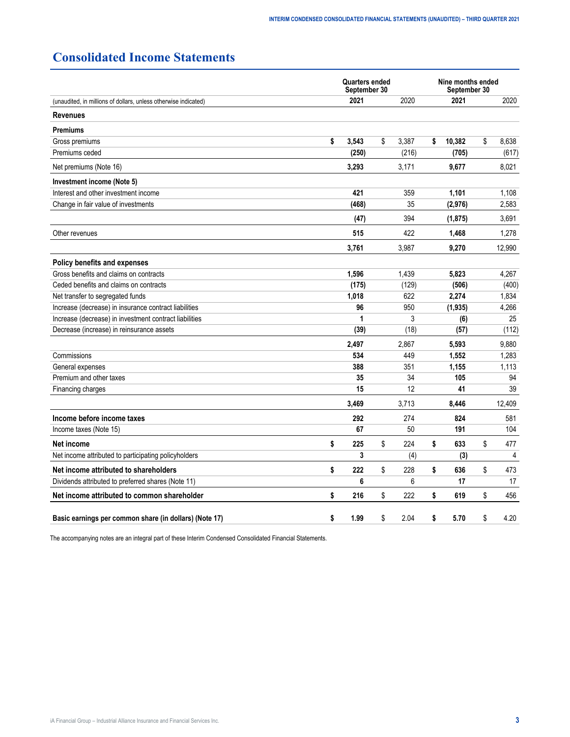# Consolidated Income Statements

| (unaudited, in millions of dollars, unless otherwise indicated) | Quarters ended September 30 | | Nine months ended September 30 | |
|---|---|---|---|---|
| | **2021** | 2020 | **2021** | 2020 |
| **Revenues** | | | | |
| **Premiums** | | | | |
| Gross premiums | **$ 3,543** | $ 3,387 | **$ 10,382** | $ 8,638 |
| Premiums ceded | **(250)** | (216) | **(705)** | (617) |
| Net premiums (Note 16) | **3,293** | 3,171 | **9,677** | 8,021 |
| **Investment income (Note 5)** | | | | |
| Interest and other investment income | **421** | 359 | **1,101** | 1,108 |
| Change in fair value of investments | **(468)** | 35 | **(2,976)** | 2,583 |
| | **(47)** | 394 | **(1,875)** | 3,691 |
| Other revenues | **515** | 422 | **1,468** | 1,278 |
| | **3,761** | 3,987 | **9,270** | 12,990 |
| **Policy benefits and expenses** | | | | |
| Gross benefits and claims on contracts | **1,596** | 1,439 | **5,823** | 4,267 |
| Ceded benefits and claims on contracts | **(175)** | (129) | **(506)** | (400) |
| Net transfer to segregated funds | **1,018** | 622 | **2,274** | 1,834 |
| Increase (decrease) in insurance contract liabilities | **96** | 950 | **(1,935)** | 4,266 |
| Increase (decrease) in investment contract liabilities | **1** | 3 | **(6)** | 25 |
| Decrease (increase) in reinsurance assets | **(39)** | (18) | **(57)** | (112) |
| | **2,497** | 2,867 | **5,593** | 9,880 |
| Commissions | **534** | 449 | **1,552** | 1,283 |
| General expenses | **388** | 351 | **1,155** | 1,113 |
| Premium and other taxes | **35** | 34 | **105** | 94 |
| Financing charges | **15** | 12 | **41** | 39 |
| | **3,469** | 3,713 | **8,446** | 12,409 |
| **Income before income taxes** | **292** | 274 | **824** | 581 |
| Income taxes (Note 15) | **67** | 50 | **191** | 104 |
| **Net income** | **$ 225** | $ 224 | **$ 633** | $ 477 |
| Net income attributed to participating policyholders | **3** | (4) | **(3)** | 4 |
| **Net income attributed to shareholders** | **$ 222** | $ 228 | **$ 636** | $ 473 |
| Dividends attributed to preferred shares (Note 11) | **6** | 6 | **17** | 17 |
| **Net income attributed to common shareholder** | **$ 216** | $ 222 | **$ 619** | $ 456 |
| **Basic earnings per common share (in dollars) (Note 17)** | **$ 1.99** | $ 2.04 | **$ 5.70** | $ 4.20 |

The accompanying notes are an integral part of these Interim Condensed Consolidated Financial Statements.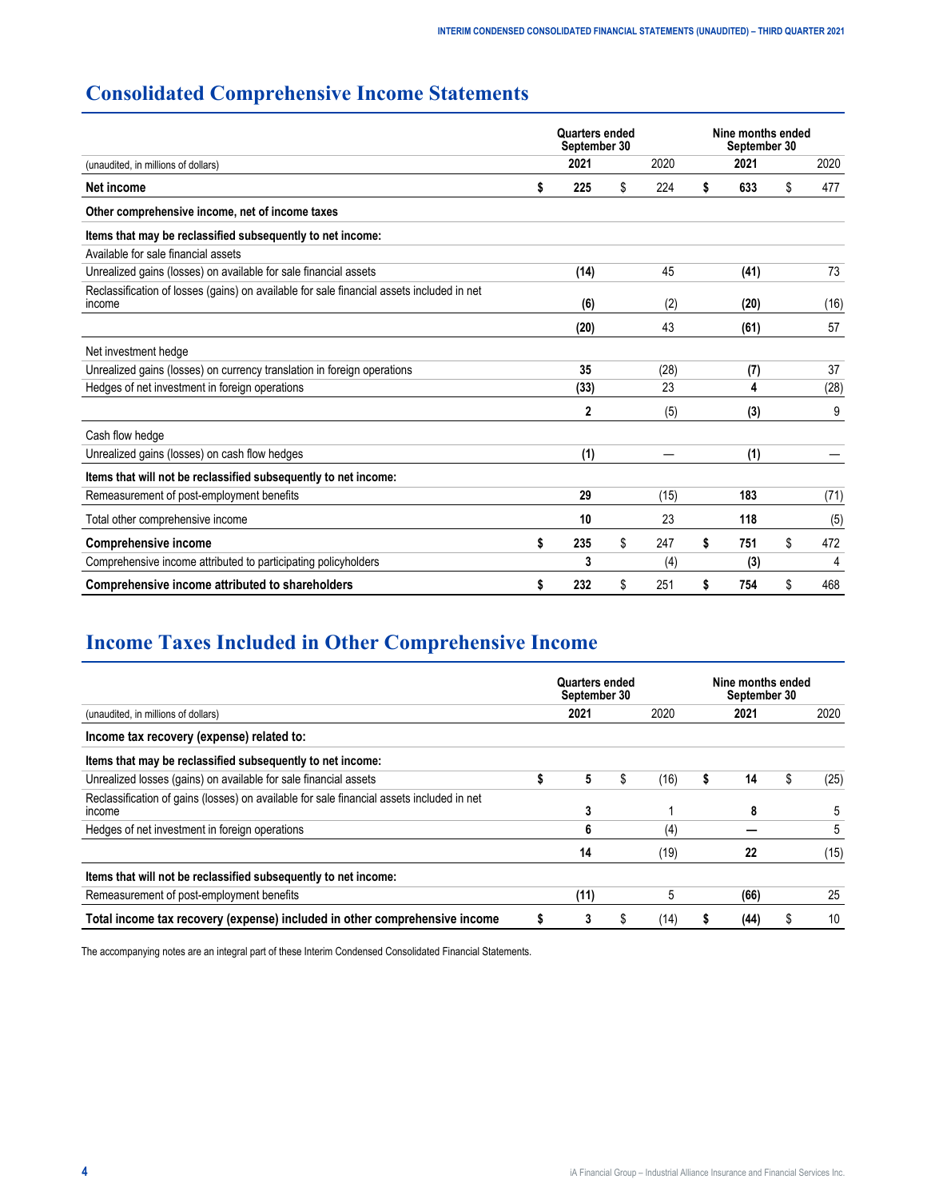# Consolidated Comprehensive Income Statements

| (unaudited, in millions of dollars) | Quarters ended September 30 | | Nine months ended September 30 | |
|---|---|---|---|---|
| | **2021** | 2020 | **2021** | 2020 |
| **Net income** | **$ 225** | $ 224 | **$ 633** | $ 477 |
| **Other comprehensive income, net of income taxes** | | | | |
| **Items that may be reclassified subsequently to net income:** | | | | |
| Available for sale financial assets | | | | |
| Unrealized gains (losses) on available for sale financial assets | **(14)** | 45 | **(41)** | 73 |
| Reclassification of losses (gains) on available for sale financial assets included in net income | **(6)** | (2) | **(20)** | (16) |
| | **(20)** | 43 | **(61)** | 57 |
| Net investment hedge | | | | |
| Unrealized gains (losses) on currency translation in foreign operations | **35** | (28) | **(7)** | 37 |
| Hedges of net investment in foreign operations | **(33)** | 23 | **4** | (28) |
| | **2** | (5) | **(3)** | 9 |
| Cash flow hedge | | | | |
| Unrealized gains (losses) on cash flow hedges | **(1)** | — | **(1)** | — |
| **Items that will not be reclassified subsequently to net income:** | | | | |
| Remeasurement of post-employment benefits | **29** | (15) | **183** | (71) |
| Total other comprehensive income | **10** | 23 | **118** | (5) |
| **Comprehensive income** | **$ 235** | $ 247 | **$ 751** | $ 472 |
| Comprehensive income attributed to participating policyholders | **3** | (4) | **(3)** | 4 |
| **Comprehensive income attributed to shareholders** | **$ 232** | $ 251 | **$ 754** | $ 468 |

# Income Taxes Included in Other Comprehensive Income

| (unaudited, in millions of dollars) | Quarters ended September 30 | | Nine months ended September 30 | |
|---|---|---|---|---|
| | **2021** | 2020 | **2021** | 2020 |
| **Income tax recovery (expense) related to:** | | | | |
| **Items that may be reclassified subsequently to net income:** | | | | |
| Unrealized losses (gains) on available for sale financial assets | **$ 5** | $ (16) | **$ 14** | $ (25) |
| Reclassification of gains (losses) on available for sale financial assets included in net income | **3** | 1 | **8** | 5 |
| Hedges of net investment in foreign operations | **6** | (4) | **—** | 5 |
| | **14** | (19) | **22** | (15) |
| **Items that will not be reclassified subsequently to net income:** | | | | |
| Remeasurement of post-employment benefits | **(11)** | 5 | **(66)** | 25 |
| **Total income tax recovery (expense) included in other comprehensive income** | **$ 3** | $ (14) | **$ (44)** | $ 10 |

The accompanying notes are an integral part of these Interim Condensed Consolidated Financial Statements.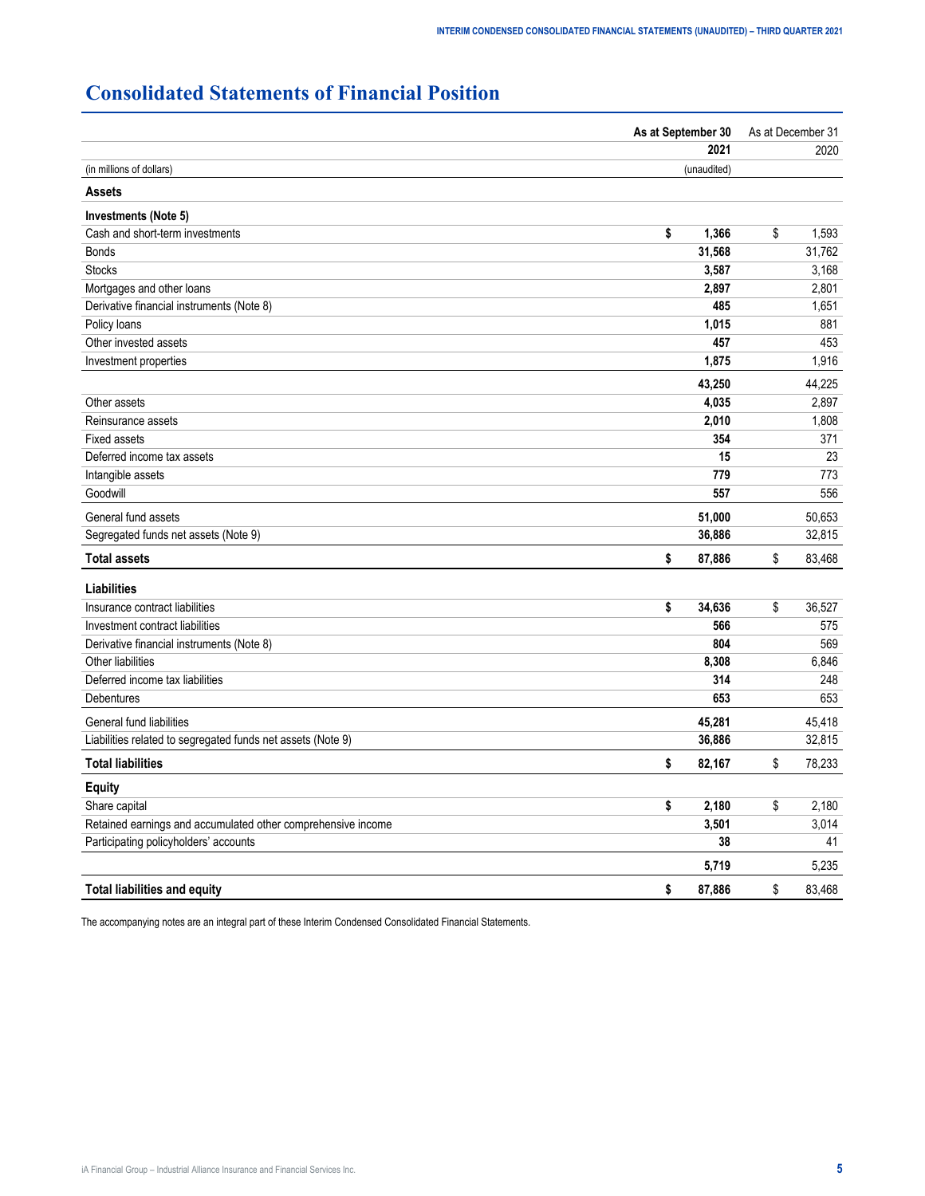# Consolidated Statements of Financial Position

| (in millions of dollars) | As at September 30 2021 (unaudited) | As at December 31 2020 |
|---|---|---|
| **Assets** | | |
| **Investments (Note 5)** | | |
| Cash and short-term investments | **$ 1,366** | $ 1,593 |
| Bonds | **31,568** | 31,762 |
| Stocks | **3,587** | 3,168 |
| Mortgages and other loans | **2,897** | 2,801 |
| Derivative financial instruments (Note 8) | **485** | 1,651 |
| Policy loans | **1,015** | 881 |
| Other invested assets | **457** | 453 |
| Investment properties | **1,875** | 1,916 |
| | **43,250** | 44,225 |
| Other assets | **4,035** | 2,897 |
| Reinsurance assets | **2,010** | 1,808 |
| Fixed assets | **354** | 371 |
| Deferred income tax assets | **15** | 23 |
| Intangible assets | **779** | 773 |
| Goodwill | **557** | 556 |
| General fund assets | **51,000** | 50,653 |
| Segregated funds net assets (Note 9) | **36,886** | 32,815 |
| **Total assets** | **$ 87,886** | $ 83,468 |
| **Liabilities** | | |
| Insurance contract liabilities | **$ 34,636** | $ 36,527 |
| Investment contract liabilities | **566** | 575 |
| Derivative financial instruments (Note 8) | **804** | 569 |
| Other liabilities | **8,308** | 6,846 |
| Deferred income tax liabilities | **314** | 248 |
| Debentures | **653** | 653 |
| General fund liabilities | **45,281** | 45,418 |
| Liabilities related to segregated funds net assets (Note 9) | **36,886** | 32,815 |
| **Total liabilities** | **$ 82,167** | $ 78,233 |
| **Equity** | | |
| Share capital | **$ 2,180** | $ 2,180 |
| Retained earnings and accumulated other comprehensive income | **3,501** | 3,014 |
| Participating policyholders' accounts | **38** | 41 |
| | **5,719** | 5,235 |
| **Total liabilities and equity** | **$ 87,886** | $ 83,468 |

The accompanying notes are an integral part of these Interim Condensed Consolidated Financial Statements.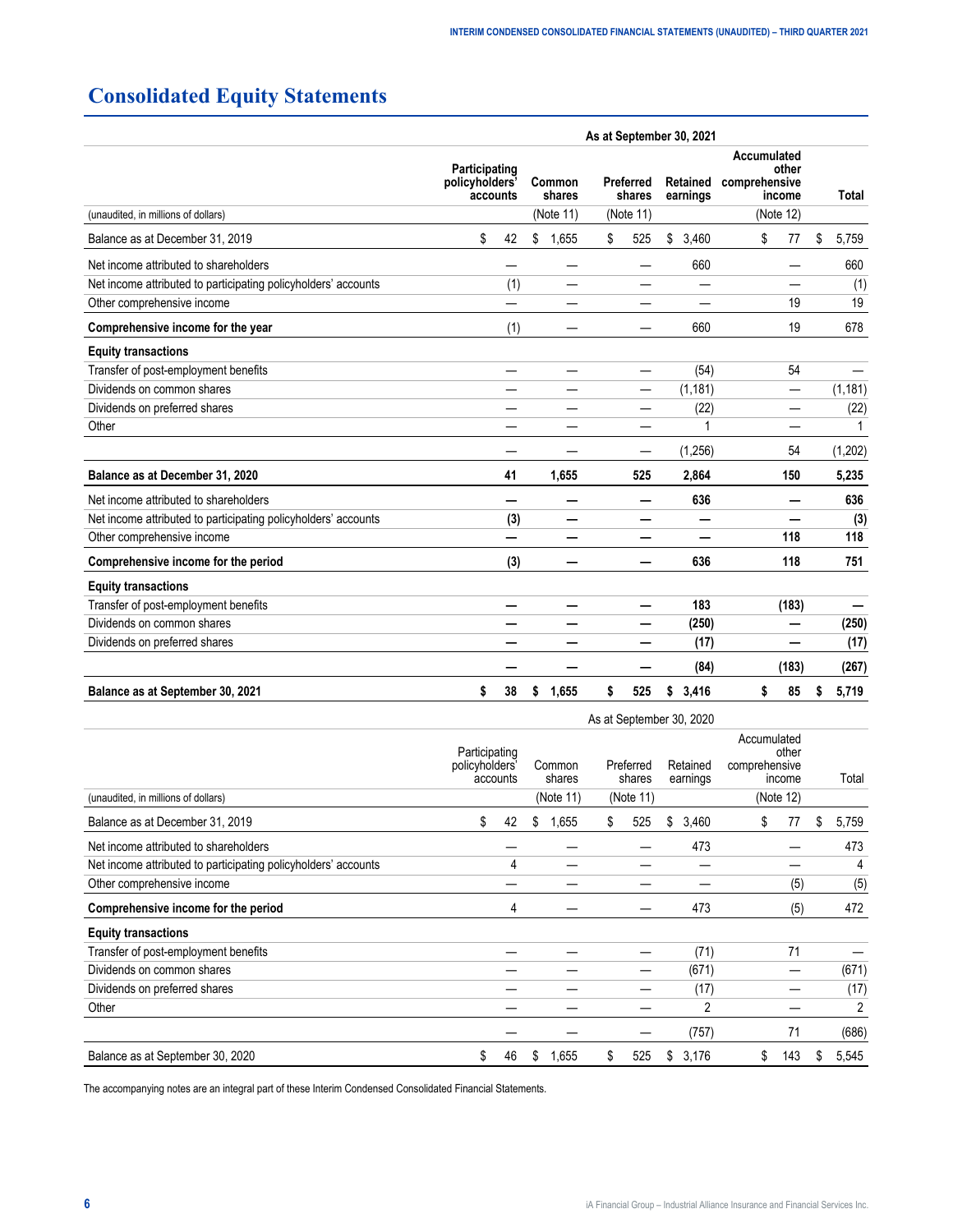# Consolidated Equity Statements

| | As at September 30, 2021 | | | | | |
|---|---|---|---|---|---|---|
| (unaudited, in millions of dollars) | Participating policyholders' accounts | Common shares (Note 11) | Preferred shares (Note 11) | Retained earnings | Accumulated other comprehensive income (Note 12) | Total |
| Balance as at December 31, 2019 | $ 42 | $ 1,655 | $ 525 | $ 3,460 | $ 77 | $ 5,759 |
| Net income attributed to shareholders | — | — | — | 660 | — | 660 |
| Net income attributed to participating policyholders' accounts | (1) | — | — | — | — | (1) |
| Other comprehensive income | — | — | — | — | 19 | 19 |
| **Comprehensive income for the year** | (1) | — | — | 660 | 19 | 678 |
| **Equity transactions** | | | | | | |
| Transfer of post-employment benefits | — | — | — | (54) | 54 | — |
| Dividends on common shares | — | — | — | (1,181) | — | (1,181) |
| Dividends on preferred shares | — | — | — | (22) | — | (22) |
| Other | — | — | — | 1 | — | 1 |
| | — | — | — | (1,256) | 54 | (1,202) |
| **Balance as at December 31, 2020** | **41** | **1,655** | **525** | **2,864** | **150** | **5,235** |
| Net income attributed to shareholders | **—** | **—** | **—** | **636** | **—** | **636** |
| Net income attributed to participating policyholders' accounts | **(3)** | **—** | **—** | **—** | **—** | **(3)** |
| Other comprehensive income | **—** | **—** | **—** | **—** | **118** | **118** |
| **Comprehensive income for the period** | **(3)** | **—** | **—** | **636** | **118** | **751** |
| **Equity transactions** | | | | | | |
| Transfer of post-employment benefits | **—** | **—** | **—** | **183** | **(183)** | **—** |
| Dividends on common shares | **—** | **—** | **—** | **(250)** | **—** | **(250)** |
| Dividends on preferred shares | **—** | **—** | **—** | **(17)** | **—** | **(17)** |
| | **—** | **—** | **—** | **(84)** | **(183)** | **(267)** |
| **Balance as at September 30, 2021** | **$ 38** | **$ 1,655** | **$ 525** | **$ 3,416** | **$ 85** | **$ 5,719** |

| | As at September 30, 2020 | | | | | |
|---|---|---|---|---|---|---|
| (unaudited, in millions of dollars) | Participating policyholders' accounts | Common shares (Note 11) | Preferred shares (Note 11) | Retained earnings | Accumulated other comprehensive income (Note 12) | Total |
| Balance as at December 31, 2019 | $ 42 | $ 1,655 | $ 525 | $ 3,460 | $ 77 | $ 5,759 |
| Net income attributed to shareholders | — | — | — | 473 | — | 473 |
| Net income attributed to participating policyholders' accounts | 4 | — | — | — | — | 4 |
| Other comprehensive income | — | — | — | — | (5) | (5) |
| **Comprehensive income for the period** | 4 | — | — | 473 | (5) | 472 |
| **Equity transactions** | | | | | | |
| Transfer of post-employment benefits | — | — | — | (71) | 71 | — |
| Dividends on common shares | — | — | — | (671) | — | (671) |
| Dividends on preferred shares | — | — | — | (17) | — | (17) |
| Other | — | — | — | 2 | — | 2 |
| | — | — | — | (757) | 71 | (686) |
| Balance as at September 30, 2020 | $ 46 | $ 1,655 | $ 525 | $ 3,176 | $ 143 | $ 5,545 |

The accompanying notes are an integral part of these Interim Condensed Consolidated Financial Statements.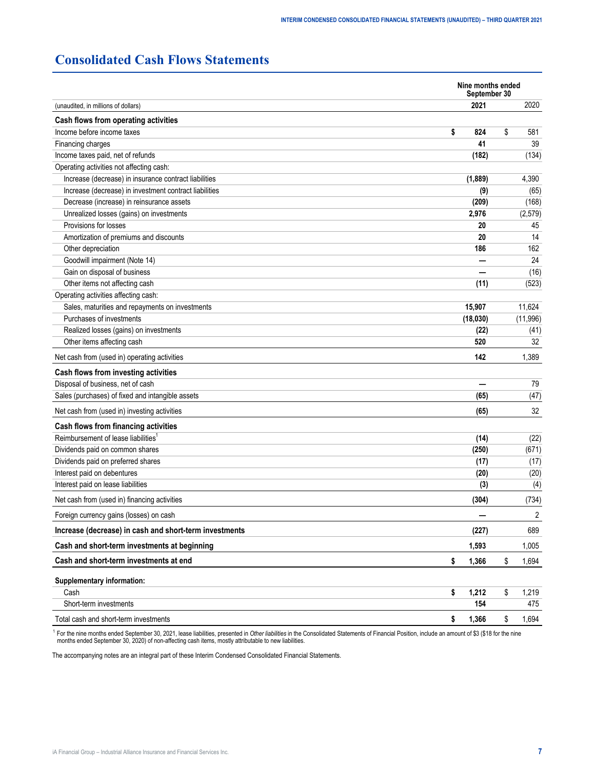# Consolidated Cash Flows Statements

| (unaudited, in millions of dollars) | Nine months ended September 30 2021 | 2020 |
|---|---|---|
| **Cash flows from operating activities** | | |
| Income before income taxes | **$ 824** | $ 581 |
| Financing charges | **41** | 39 |
| Income taxes paid, net of refunds | **(182)** | (134) |
| Operating activities not affecting cash: | | |
| Increase (decrease) in insurance contract liabilities | **(1,889)** | 4,390 |
| Increase (decrease) in investment contract liabilities | **(9)** | (65) |
| Decrease (increase) in reinsurance assets | **(209)** | (168) |
| Unrealized losses (gains) on investments | **2,976** | (2,579) |
| Provisions for losses | **20** | 45 |
| Amortization of premiums and discounts | **20** | 14 |
| Other depreciation | **186** | 162 |
| Goodwill impairment (Note 14) | **—** | 24 |
| Gain on disposal of business | **—** | (16) |
| Other items not affecting cash | **(11)** | (523) |
| Operating activities affecting cash: | | |
| Sales, maturities and repayments on investments | **15,907** | 11,624 |
| Purchases of investments | **(18,030)** | (11,996) |
| Realized losses (gains) on investments | **(22)** | (41) |
| Other items affecting cash | **520** | 32 |
| Net cash from (used in) operating activities | **142** | 1,389 |
| **Cash flows from investing activities** | | |
| Disposal of business, net of cash | **—** | 79 |
| Sales (purchases) of fixed and intangible assets | **(65)** | (47) |
| Net cash from (used in) investing activities | **(65)** | 32 |
| **Cash flows from financing activities** | | |
| Reimbursement of lease liabilities[1] | **(14)** | (22) |
| Dividends paid on common shares | **(250)** | (671) |
| Dividends paid on preferred shares | **(17)** | (17) |
| Interest paid on debentures | **(20)** | (20) |
| Interest paid on lease liabilities | **(3)** | (4) |
| Net cash from (used in) financing activities | **(304)** | (734) |
| Foreign currency gains (losses) on cash | **—** | 2 |
| **Increase (decrease) in cash and short-term investments** | **(227)** | 689 |
| **Cash and short-term investments at beginning** | **1,593** | 1,005 |
| **Cash and short-term investments at end** | **$ 1,366** | $ 1,694 |
| **Supplementary information:** | | |
| Cash | **$ 1,212** | $ 1,219 |
| Short-term investments | **154** | 475 |
| Total cash and short-term investments | **$ 1,366** | $ 1,694 |

[1] For the nine months ended September 30, 2021, lease liabilities, presented in *Other liabilities* in the Consolidated Statements of Financial Position, include an amount of $3 ($18 for the nine months ended September 30, 2020) of non-affecting cash items, mostly attributable to new liabilities.

The accompanying notes are an integral part of these Interim Condensed Consolidated Financial Statements.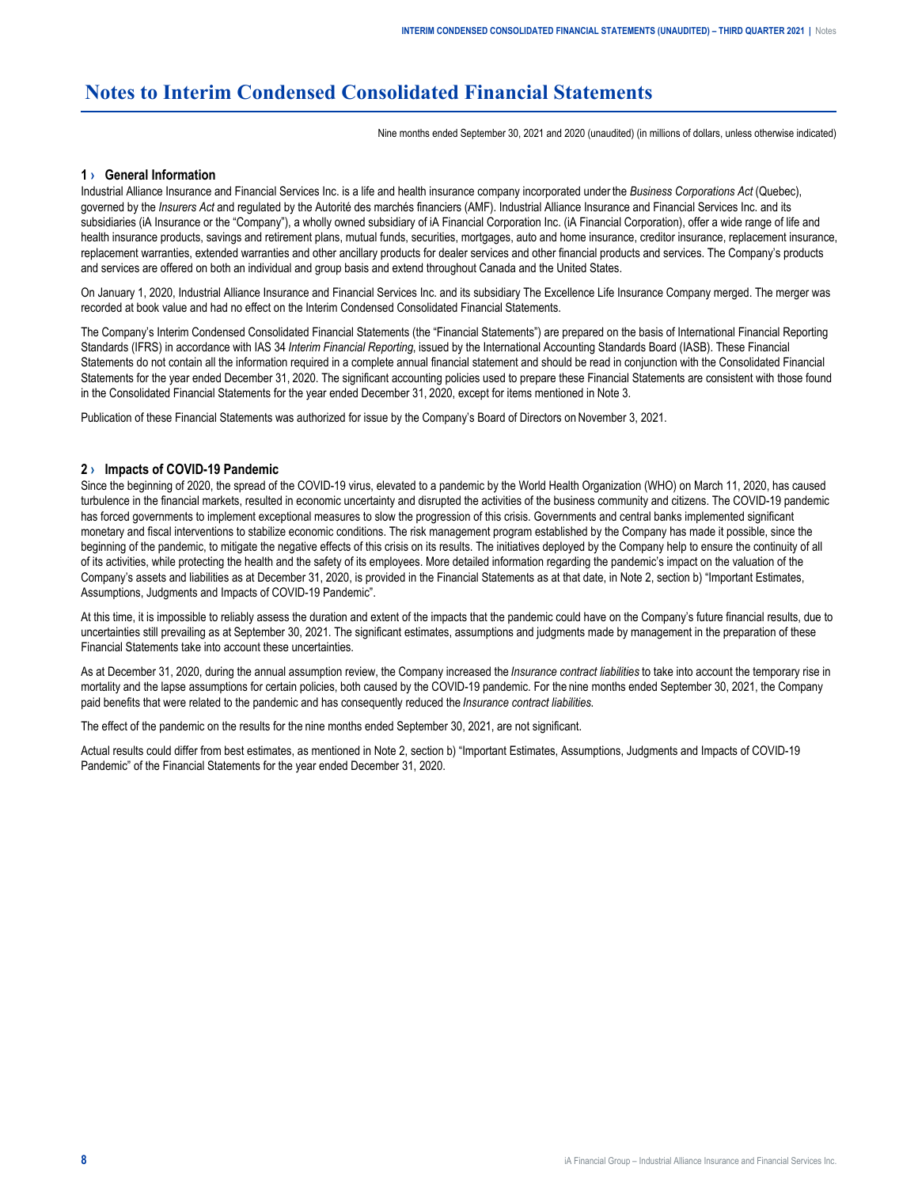# Notes to Interim Condensed Consolidated Financial Statements

Nine months ended September 30, 2021 and 2020 (unaudited) (in millions of dollars, unless otherwise indicated)

## 1 › General Information

Industrial Alliance Insurance and Financial Services Inc. is a life and health insurance company incorporated under the *Business Corporations Act* (Quebec), governed by the *Insurers Act* and regulated by the Autorité des marchés financiers (AMF). Industrial Alliance Insurance and Financial Services Inc. and its subsidiaries (iA Insurance or the "Company"), a wholly owned subsidiary of iA Financial Corporation Inc. (iA Financial Corporation), offer a wide range of life and health insurance products, savings and retirement plans, mutual funds, securities, mortgages, auto and home insurance, creditor insurance, replacement insurance, replacement warranties, extended warranties and other ancillary products for dealer services and other financial products and services. The Company's products and services are offered on both an individual and group basis and extend throughout Canada and the United States.

On January 1, 2020, Industrial Alliance Insurance and Financial Services Inc. and its subsidiary The Excellence Life Insurance Company merged. The merger was recorded at book value and had no effect on the Interim Condensed Consolidated Financial Statements.

The Company's Interim Condensed Consolidated Financial Statements (the "Financial Statements") are prepared on the basis of International Financial Reporting Standards (IFRS) in accordance with IAS 34 *Interim Financial Reporting*, issued by the International Accounting Standards Board (IASB). These Financial Statements do not contain all the information required in a complete annual financial statement and should be read in conjunction with the Consolidated Financial Statements for the year ended December 31, 2020. The significant accounting policies used to prepare these Financial Statements are consistent with those found in the Consolidated Financial Statements for the year ended December 31, 2020, except for items mentioned in Note 3.

Publication of these Financial Statements was authorized for issue by the Company's Board of Directors on November 3, 2021.

## 2 › Impacts of COVID-19 Pandemic

Since the beginning of 2020, the spread of the COVID-19 virus, elevated to a pandemic by the World Health Organization (WHO) on March 11, 2020, has caused turbulence in the financial markets, resulted in economic uncertainty and disrupted the activities of the business community and citizens. The COVID-19 pandemic has forced governments to implement exceptional measures to slow the progression of this crisis. Governments and central banks implemented significant monetary and fiscal interventions to stabilize economic conditions. The risk management program established by the Company has made it possible, since the beginning of the pandemic, to mitigate the negative effects of this crisis on its results. The initiatives deployed by the Company help to ensure the continuity of all of its activities, while protecting the health and the safety of its employees. More detailed information regarding the pandemic's impact on the valuation of the Company's assets and liabilities as at December 31, 2020, is provided in the Financial Statements as at that date, in Note 2, section b) "Important Estimates, Assumptions, Judgments and Impacts of COVID-19 Pandemic".

At this time, it is impossible to reliably assess the duration and extent of the impacts that the pandemic could have on the Company's future financial results, due to uncertainties still prevailing as at September 30, 2021. The significant estimates, assumptions and judgments made by management in the preparation of these Financial Statements take into account these uncertainties.

As at December 31, 2020, during the annual assumption review, the Company increased the *Insurance contract liabilities* to take into account the temporary rise in mortality and the lapse assumptions for certain policies, both caused by the COVID-19 pandemic. For the nine months ended September 30, 2021, the Company paid benefits that were related to the pandemic and has consequently reduced the *Insurance contract liabilities*.

The effect of the pandemic on the results for the nine months ended September 30, 2021, are not significant.

Actual results could differ from best estimates, as mentioned in Note 2, section b) "Important Estimates, Assumptions, Judgments and Impacts of COVID-19 Pandemic" of the Financial Statements for the year ended December 31, 2020.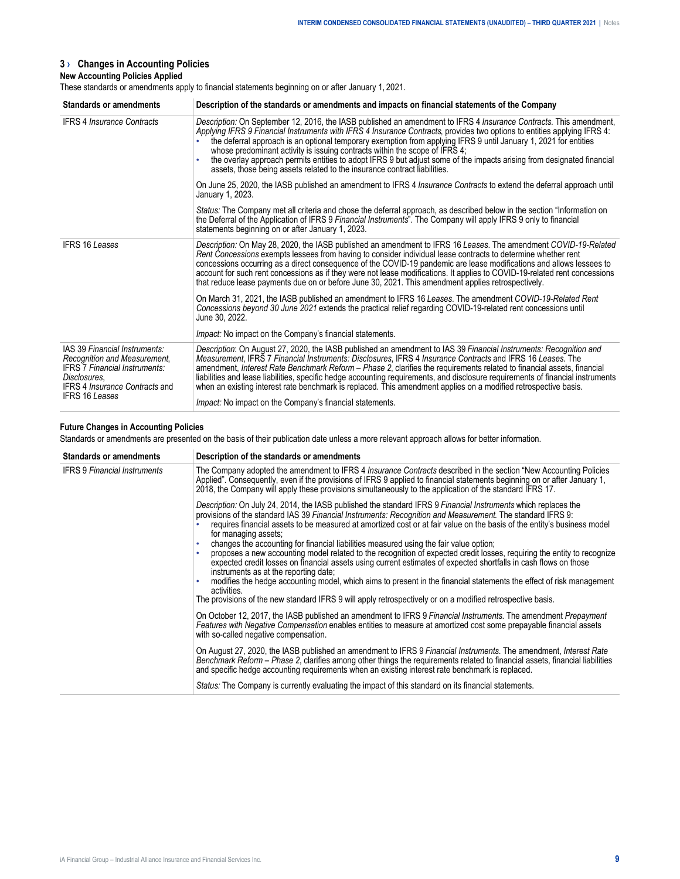## 3 › Changes in Accounting Policies

### New Accounting Policies Applied

These standards or amendments apply to financial statements beginning on or after January 1, 2021.

| Standards or amendments | Description of the standards or amendments and impacts on financial statements of the Company |
|---|---|
| IFRS 4 *Insurance Contracts* | *Description:* On September 12, 2016, the IASB published an amendment to IFRS 4 *Insurance Contracts*. This amendment, *Applying IFRS 9 Financial Instruments with IFRS 4 Insurance Contracts*, provides two options to entities applying IFRS 4: <br>• the deferral approach is an optional temporary exemption from applying IFRS 9 until January 1, 2021 for entities whose predominant activity is issuing contracts within the scope of IFRS 4; <br>• the overlay approach permits entities to adopt IFRS 9 but adjust some of the impacts arising from designated financial assets, those being assets related to the insurance contract liabilities. <br><br>On June 25, 2020, the IASB published an amendment to IFRS 4 *Insurance Contracts* to extend the deferral approach until January 1, 2023. <br><br>*Status:* The Company met all criteria and chose the deferral approach, as described below in the section "Information on the Deferral of the Application of IFRS 9 *Financial Instruments*". The Company will apply IFRS 9 only to financial statements beginning on or after January 1, 2023. |
| IFRS 16 *Leases* | *Description:* On May 28, 2020, the IASB published an amendment to IFRS 16 *Leases*. The amendment *COVID-19-Related Rent Concessions* exempts lessees from having to consider individual lease contracts to determine whether rent concessions occurring as a direct consequence of the COVID-19 pandemic are lease modifications and allows lessees to account for such rent concessions as if they were not lease modifications. It applies to COVID-19-related rent concessions that reduce lease payments due on or before June 30, 2021. This amendment applies retrospectively. <br><br>On March 31, 2021, the IASB published an amendment to IFRS 16 *Leases*. The amendment *COVID-19-Related Rent Concessions beyond 30 June 2021* extends the practical relief regarding COVID-19-related rent concessions until June 30, 2022. <br><br>*Impact:* No impact on the Company's financial statements. |
| IAS 39 *Financial Instruments: Recognition and Measurement*, IFRS 7 *Financial Instruments: Disclosures*, IFRS 4 *Insurance Contracts* and IFRS 16 *Leases* | *Description*: On August 27, 2020, the IASB published an amendment to IAS 39 *Financial Instruments: Recognition and Measurement*, IFRS 7 *Financial Instruments: Disclosures*, IFRS 4 *Insurance Contracts* and IFRS 16 *Leases*. The amendment, *Interest Rate Benchmark Reform – Phase 2*, clarifies the requirements related to financial assets, financial liabilities and lease liabilities, specific hedge accounting requirements, and disclosure requirements of financial instruments when an existing interest rate benchmark is replaced. This amendment applies on a modified retrospective basis. <br><br>*Impact:* No impact on the Company's financial statements. |

### Future Changes in Accounting Policies

Standards or amendments are presented on the basis of their publication date unless a more relevant approach allows for better information.

| Standards or amendments | Description of the standards or amendments |
|---|---|
| IFRS 9 *Financial Instruments* | The Company adopted the amendment to IFRS 4 *Insurance Contracts* described in the section "New Accounting Policies Applied". Consequently, even if the provisions of IFRS 9 applied to financial statements beginning on or after January 1, 2018, the Company will apply these provisions simultaneously to the application of the standard IFRS 17. <br><br>*Description:* On July 24, 2014, the IASB published the standard IFRS 9 *Financial Instruments* which replaces the provisions of the standard IAS 39 *Financial Instruments: Recognition and Measurement.* The standard IFRS 9: <br>• requires financial assets to be measured at amortized cost or at fair value on the basis of the entity's business model for managing assets; <br>• changes the accounting for financial liabilities measured using the fair value option; <br>• proposes a new accounting model related to the recognition of expected credit losses, requiring the entity to recognize expected credit losses on financial assets using current estimates of expected shortfalls in cash flows on those instruments as at the reporting date; <br>• modifies the hedge accounting model, which aims to present in the financial statements the effect of risk management activities. <br>The provisions of the new standard IFRS 9 will apply retrospectively or on a modified retrospective basis. <br><br>On October 12, 2017, the IASB published an amendment to IFRS 9 *Financial Instruments.* The amendment *Prepayment Features with Negative Compensation* enables entities to measure at amortized cost some prepayable financial assets with so-called negative compensation. <br><br>On August 27, 2020, the IASB published an amendment to IFRS 9 *Financial Instruments.* The amendment, *Interest Rate Benchmark Reform – Phase 2*, clarifies among other things the requirements related to financial assets, financial liabilities and specific hedge accounting requirements when an existing interest rate benchmark is replaced. <br><br>*Status:* The Company is currently evaluating the impact of this standard on its financial statements. |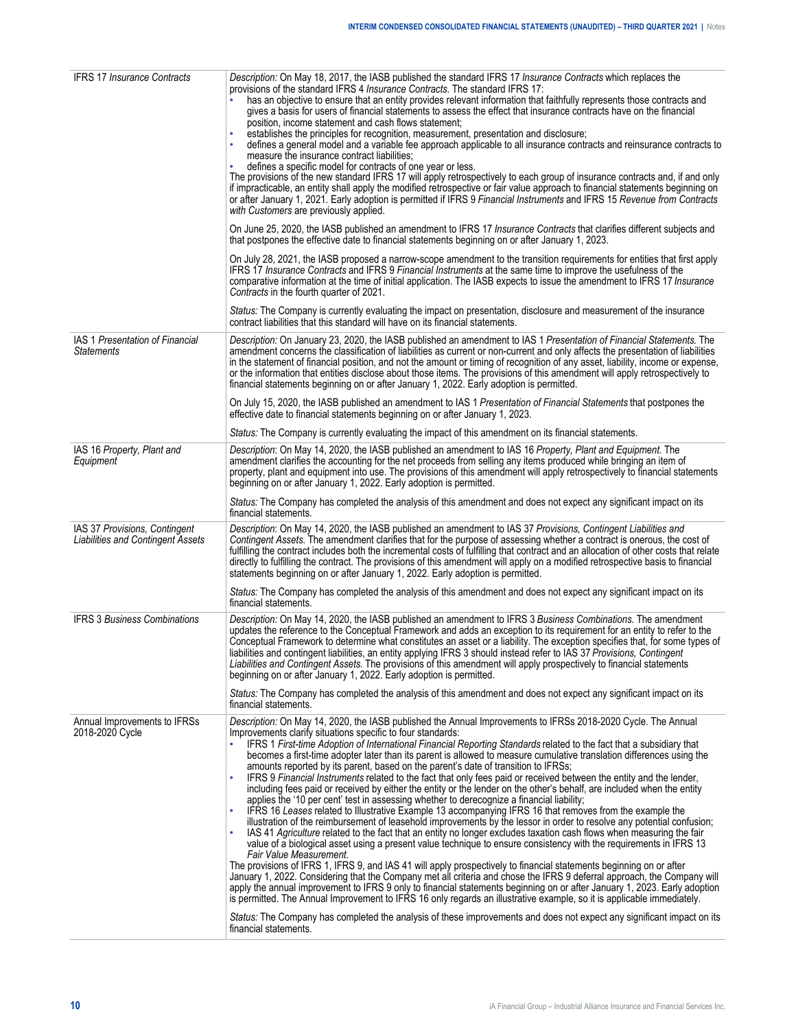| | |
|---|---|
| IFRS 17 *Insurance Contracts* | *Description:* On May 18, 2017, the IASB published the standard IFRS 17 *Insurance Contracts* which replaces the provisions of the standard IFRS 4 *Insurance Contracts*. The standard IFRS 17:<br>• has an objective to ensure that an entity provides relevant information that faithfully represents those contracts and gives a basis for users of financial statements to assess the effect that insurance contracts have on the financial position, income statement and cash flows statement;<br>• establishes the principles for recognition, measurement, presentation and disclosure;<br>• defines a general model and a variable fee approach applicable to all insurance contracts and reinsurance contracts to measure the insurance contract liabilities;<br>• defines a specific model for contracts of one year or less.<br>The provisions of the new standard IFRS 17 will apply retrospectively to each group of insurance contracts and, if and only if impracticable, an entity shall apply the modified retrospective or fair value approach to financial statements beginning on or after January 1, 2021. Early adoption is permitted if IFRS 9 *Financial Instruments* and IFRS 15 *Revenue from Contracts with Customers* are previously applied.<br><br>On June 25, 2020, the IASB published an amendment to IFRS 17 *Insurance Contracts* that clarifies different subjects and that postpones the effective date to financial statements beginning on or after January 1, 2023.<br><br>On July 28, 2021, the IASB proposed a narrow-scope amendment to the transition requirements for entities that first apply IFRS 17 *Insurance Contracts* and IFRS 9 *Financial Instruments* at the same time to improve the usefulness of the comparative information at the time of initial application. The IASB expects to issue the amendment to IFRS 17 *Insurance Contracts* in the fourth quarter of 2021.<br><br>*Status:* The Company is currently evaluating the impact on presentation, disclosure and measurement of the insurance contract liabilities that this standard will have on its financial statements. |
| IAS 1 *Presentation of Financial Statements* | *Description:* On January 23, 2020, the IASB published an amendment to IAS 1 *Presentation of Financial Statements*. The amendment concerns the classification of liabilities as current or non-current and only affects the presentation of liabilities in the statement of financial position, and not the amount or timing of recognition of any asset, liability, income or expense, or the information that entities disclose about those items. The provisions of this amendment will apply retrospectively to financial statements beginning on or after January 1, 2022. Early adoption is permitted.<br><br>On July 15, 2020, the IASB published an amendment to IAS 1 *Presentation of Financial Statements* that postpones the effective date to financial statements beginning on or after January 1, 2023.<br><br>*Status:* The Company is currently evaluating the impact of this amendment on its financial statements. |
| IAS 16 *Property, Plant and Equipment* | *Description*: On May 14, 2020, the IASB published an amendment to IAS 16 *Property, Plant and Equipment*. The amendment clarifies the accounting for the net proceeds from selling any items produced while bringing an item of property, plant and equipment into use. The provisions of this amendment will apply retrospectively to financial statements beginning on or after January 1, 2022. Early adoption is permitted.<br><br>*Status:* The Company has completed the analysis of this amendment and does not expect any significant impact on its financial statements. |
| IAS 37 *Provisions, Contingent Liabilities and Contingent Assets* | *Description*: On May 14, 2020, the IASB published an amendment to IAS 37 *Provisions, Contingent Liabilities and Contingent Assets*. The amendment clarifies that for the purpose of assessing whether a contract is onerous, the cost of fulfilling the contract includes both the incremental costs of fulfilling that contract and an allocation of other costs that relate directly to fulfilling the contract. The provisions of this amendment will apply on a modified retrospective basis to financial statements beginning on or after January 1, 2022. Early adoption is permitted.<br><br>*Status:* The Company has completed the analysis of this amendment and does not expect any significant impact on its financial statements. |
| IFRS 3 *Business Combinations* | *Description*: On May 14, 2020, the IASB published an amendment to IFRS 3 *Business Combinations*. The amendment updates the reference to the Conceptual Framework and adds an exception to its requirement for an entity to refer to the Conceptual Framework to determine what constitutes an asset or a liability. The exception specifies that, for some types of liabilities and contingent liabilities, an entity applying IFRS 3 should instead refer to IAS 37 *Provisions, Contingent Liabilities and Contingent Assets*. The provisions of this amendment will apply prospectively to financial statements beginning on or after January 1, 2022. Early adoption is permitted.<br><br>*Status:* The Company has completed the analysis of this amendment and does not expect any significant impact on its financial statements. |
| Annual Improvements to IFRSs 2018-2020 Cycle | *Description:* On May 14, 2020, the IASB published the Annual Improvements to IFRSs 2018-2020 Cycle. The Annual Improvements clarify situations specific to four standards:<br>• IFRS 1 *First-time Adoption of International Financial Reporting Standards* related to the fact that a subsidiary that becomes a first-time adopter later than its parent is allowed to measure cumulative translation differences using the amounts reported by its parent, based on the parent's date of transition to IFRSs;<br>• IFRS 9 *Financial Instruments* related to the fact that only fees paid or received between the entity and the lender, including fees paid or received by either the entity or the lender on the other's behalf, are included when the entity applies the '10 per cent' test in assessing whether to derecognize a financial liability;<br>• IFRS 16 *Leases* related to Illustrative Example 13 accompanying IFRS 16 that removes from the example the illustration of the reimbursement of leasehold improvements by the lessor in order to resolve any potential confusion;<br>• IAS 41 *Agriculture* related to the fact that an entity no longer excludes taxation cash flows when measuring the fair value of a biological asset using a present value technique to ensure consistency with the requirements in IFRS 13 *Fair Value Measurement*.<br>The provisions of IFRS 1, IFRS 9, and IAS 41 will apply prospectively to financial statements beginning on or after January 1, 2022. Considering that the Company met all criteria and chose the IFRS 9 deferral approach, the Company will apply the annual improvement to IFRS 9 only to financial statements beginning on or after January 1, 2023. Early adoption is permitted. The Annual Improvement to IFRS 16 only regards an illustrative example, so it is applicable immediately.<br><br>*Status:* The Company has completed the analysis of these improvements and does not expect any significant impact on its financial statements. |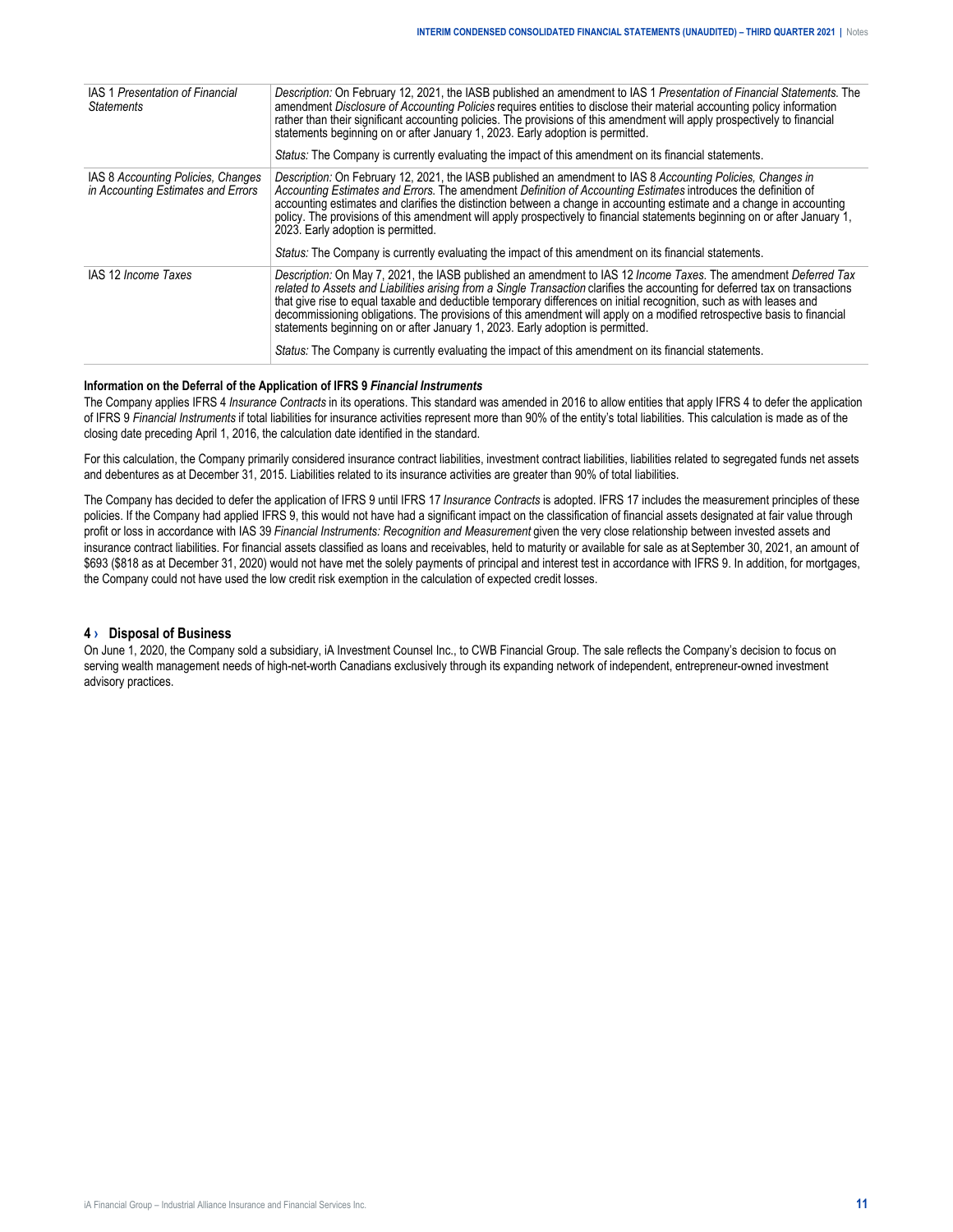| | |
|---|---|
| IAS 1 *Presentation of Financial Statements* | *Description:* On February 12, 2021, the IASB published an amendment to IAS 1 *Presentation of Financial Statements.* The amendment *Disclosure of Accounting Policies* requires entities to disclose their material accounting policy information rather than their significant accounting policies. The provisions of this amendment will apply prospectively to financial statements beginning on or after January 1, 2023. Early adoption is permitted.<br><br>*Status:* The Company is currently evaluating the impact of this amendment on its financial statements. |
| IAS 8 *Accounting Policies, Changes in Accounting Estimates and Errors* | *Description:* On February 12, 2021, the IASB published an amendment to IAS 8 *Accounting Policies, Changes in Accounting Estimates and Errors.* The amendment *Definition of Accounting Estimates* introduces the definition of accounting estimates and clarifies the distinction between a change in accounting estimate and a change in accounting policy. The provisions of this amendment will apply prospectively to financial statements beginning on or after January 1, 2023. Early adoption is permitted.<br><br>*Status:* The Company is currently evaluating the impact of this amendment on its financial statements. |
| IAS 12 *Income Taxes* | *Description:* On May 7, 2021, the IASB published an amendment to IAS 12 *Income Taxes.* The amendment *Deferred Tax related to Assets and Liabilities arising from a Single Transaction* clarifies the accounting for deferred tax on transactions that give rise to equal taxable and deductible temporary differences on initial recognition, such as with leases and decommissioning obligations. The provisions of this amendment will apply on a modified retrospective basis to financial statements beginning on or after January 1, 2023. Early adoption is permitted.<br><br>*Status:* The Company is currently evaluating the impact of this amendment on its financial statements. |

**Information on the Deferral of the Application of IFRS 9 *Financial Instruments***

The Company applies IFRS 4 *Insurance Contracts* in its operations. This standard was amended in 2016 to allow entities that apply IFRS 4 to defer the application of IFRS 9 *Financial Instruments* if total liabilities for insurance activities represent more than 90% of the entity's total liabilities. This calculation is made as of the closing date preceding April 1, 2016, the calculation date identified in the standard.

For this calculation, the Company primarily considered insurance contract liabilities, investment contract liabilities, liabilities related to segregated funds net assets and debentures as at December 31, 2015. Liabilities related to its insurance activities are greater than 90% of total liabilities.

The Company has decided to defer the application of IFRS 9 until IFRS 17 *Insurance Contracts* is adopted. IFRS 17 includes the measurement principles of these policies. If the Company had applied IFRS 9, this would not have had a significant impact on the classification of financial assets designated at fair value through profit or loss in accordance with IAS 39 *Financial Instruments: Recognition and Measurement* given the very close relationship between invested assets and insurance contract liabilities. For financial assets classified as loans and receivables, held to maturity or available for sale as at September 30, 2021, an amount of $693 ($818 as at December 31, 2020) would not have met the solely payments of principal and interest test in accordance with IFRS 9. In addition, for mortgages, the Company could not have used the low credit risk exemption in the calculation of expected credit losses.

## 4 › Disposal of Business

On June 1, 2020, the Company sold a subsidiary, iA Investment Counsel Inc., to CWB Financial Group. The sale reflects the Company's decision to focus on serving wealth management needs of high-net-worth Canadians exclusively through its expanding network of independent, entrepreneur-owned investment advisory practices.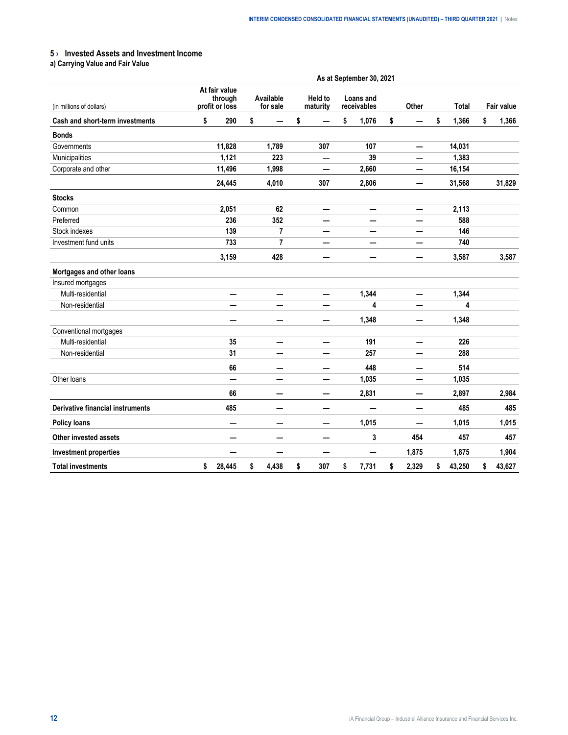## 5 › Invested Assets and Investment Income

### a) Carrying Value and Fair Value

| (in millions of dollars) | As at September 30, 2021 | | | | | | |
|---|---|---|---|---|---|---|---|
| | At fair value through profit or loss | Available for sale | Held to maturity | Loans and receivables | Other | Total | Fair value |
| **Cash and short-term investments** | $ 290 | $ — | $ — | $ 1,076 | $ — | $ 1,366 | $ 1,366 |
| **Bonds** | | | | | | | |
| Governments | 11,828 | 1,789 | 307 | 107 | — | 14,031 | |
| Municipalities | 1,121 | 223 | — | 39 | — | 1,383 | |
| Corporate and other | 11,496 | 1,998 | — | 2,660 | — | 16,154 | |
| | 24,445 | 4,010 | 307 | 2,806 | — | 31,568 | 31,829 |
| **Stocks** | | | | | | | |
| Common | 2,051 | 62 | — | — | — | 2,113 | |
| Preferred | 236 | 352 | — | — | — | 588 | |
| Stock indexes | 139 | 7 | — | — | — | 146 | |
| Investment fund units | 733 | 7 | — | — | — | 740 | |
| | 3,159 | 428 | — | — | — | 3,587 | 3,587 |
| **Mortgages and other loans** | | | | | | | |
| Insured mortgages | | | | | | | |
| Multi-residential | — | — | — | 1,344 | — | 1,344 | |
| Non-residential | — | — | — | 4 | — | 4 | |
| | — | — | — | 1,348 | — | 1,348 | |
| Conventional mortgages | | | | | | | |
| Multi-residential | 35 | — | — | 191 | — | 226 | |
| Non-residential | 31 | — | — | 257 | — | 288 | |
| | 66 | — | — | 448 | — | 514 | |
| Other loans | — | — | — | 1,035 | — | 1,035 | |
| | 66 | — | — | 2,831 | — | 2,897 | 2,984 |
| **Derivative financial instruments** | 485 | — | — | — | — | 485 | 485 |
| **Policy loans** | — | — | — | 1,015 | — | 1,015 | 1,015 |
| **Other invested assets** | — | — | — | 3 | 454 | 457 | 457 |
| **Investment properties** | — | — | — | — | 1,875 | 1,875 | 1,904 |
| **Total investments** | $ 28,445 | $ 4,438 | $ 307 | $ 7,731 | $ 2,329 | $ 43,250 | $ 43,627 |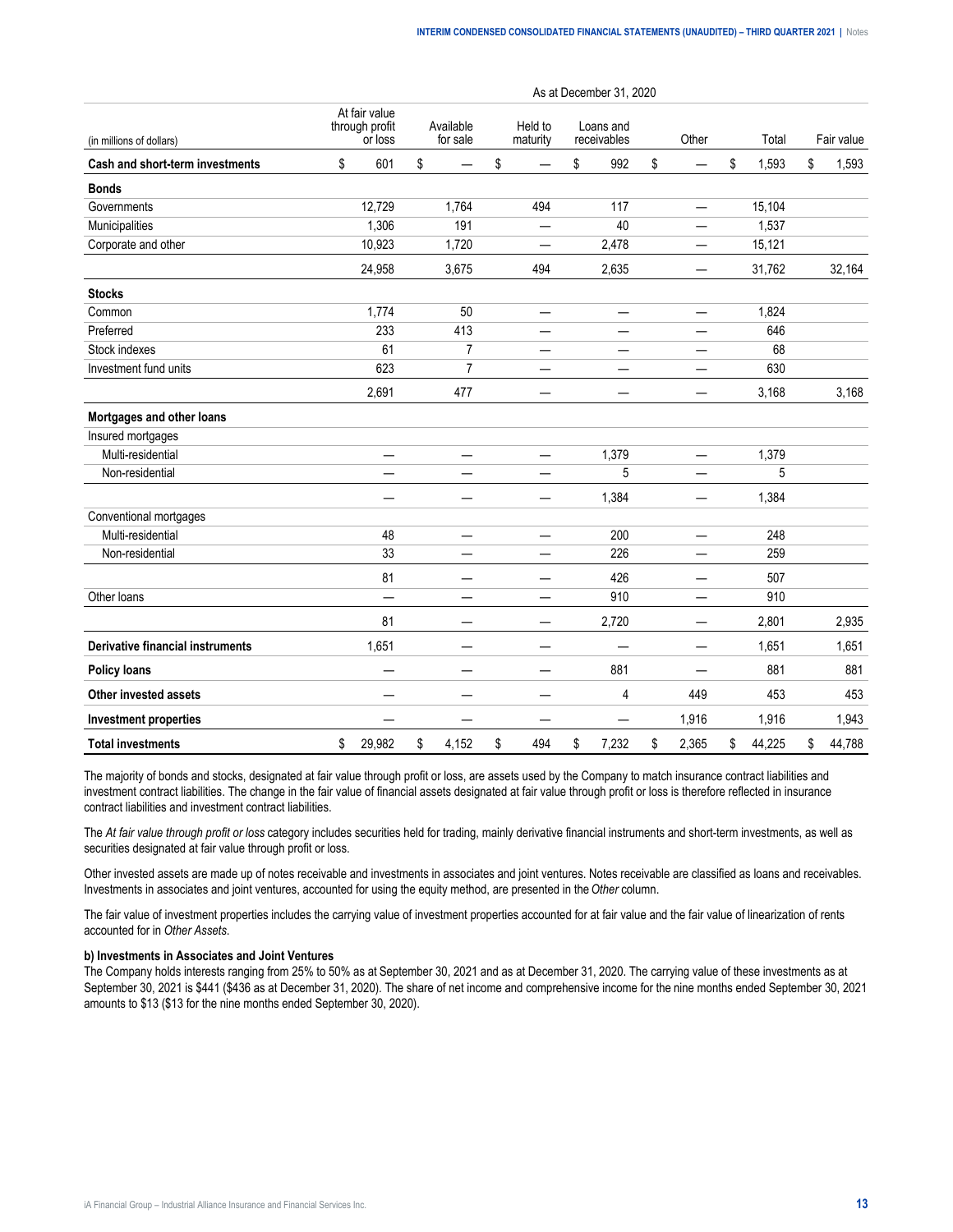| (in millions of dollars) | As at December 31, 2020 | | | | | | |
|---|---|---|---|---|---|---|---|
| | At fair value through profit or loss | Available for sale | Held to maturity | Loans and receivables | Other | Total | Fair value |
| **Cash and short-term investments** | $ 601 | $ — | $ — | $ 992 | $ — | $ 1,593 | $ 1,593 |
| **Bonds** | | | | | | | |
| Governments | 12,729 | 1,764 | 494 | 117 | — | 15,104 | |
| Municipalities | 1,306 | 191 | — | 40 | — | 1,537 | |
| Corporate and other | 10,923 | 1,720 | — | 2,478 | — | 15,121 | |
| | 24,958 | 3,675 | 494 | 2,635 | — | 31,762 | 32,164 |
| **Stocks** | | | | | | | |
| Common | 1,774 | 50 | — | — | — | 1,824 | |
| Preferred | 233 | 413 | — | — | — | 646 | |
| Stock indexes | 61 | 7 | — | — | — | 68 | |
| Investment fund units | 623 | 7 | — | — | — | 630 | |
| | 2,691 | 477 | — | — | — | 3,168 | 3,168 |
| **Mortgages and other loans** | | | | | | | |
| Insured mortgages | | | | | | | |
| Multi-residential | — | — | — | 1,379 | — | 1,379 | |
| Non-residential | — | — | — | 5 | — | 5 | |
| | — | — | — | 1,384 | — | 1,384 | |
| Conventional mortgages | | | | | | | |
| Multi-residential | 48 | — | — | 200 | — | 248 | |
| Non-residential | 33 | — | — | 226 | — | 259 | |
| | 81 | — | — | 426 | — | 507 | |
| Other loans | — | — | — | 910 | — | 910 | |
| | 81 | — | — | 2,720 | — | 2,801 | 2,935 |
| **Derivative financial instruments** | 1,651 | — | — | — | — | 1,651 | 1,651 |
| **Policy loans** | — | — | — | 881 | — | 881 | 881 |
| **Other invested assets** | — | — | — | 4 | 449 | 453 | 453 |
| **Investment properties** | — | — | — | — | 1,916 | 1,916 | 1,943 |
| **Total investments** | $ 29,982 | $ 4,152 | $ 494 | $ 7,232 | $ 2,365 | $ 44,225 | $ 44,788 |

The majority of bonds and stocks, designated at fair value through profit or loss, are assets used by the Company to match insurance contract liabilities and investment contract liabilities. The change in the fair value of financial assets designated at fair value through profit or loss is therefore reflected in insurance contract liabilities and investment contract liabilities.

The *At fair value through profit or loss* category includes securities held for trading, mainly derivative financial instruments and short-term investments, as well as securities designated at fair value through profit or loss.

Other invested assets are made up of notes receivable and investments in associates and joint ventures. Notes receivable are classified as loans and receivables. Investments in associates and joint ventures, accounted for using the equity method, are presented in the *Other* column.

The fair value of investment properties includes the carrying value of investment properties accounted for at fair value and the fair value of linearization of rents accounted for in *Other Assets*.

**b) Investments in Associates and Joint Ventures**

The Company holds interests ranging from 25% to 50% as at September 30, 2021 and as at December 31, 2020. The carrying value of these investments as at September 30, 2021 is $441 ($436 as at December 31, 2020). The share of net income and comprehensive income for the nine months ended September 30, 2021 amounts to $13 ($13 for the nine months ended September 30, 2020).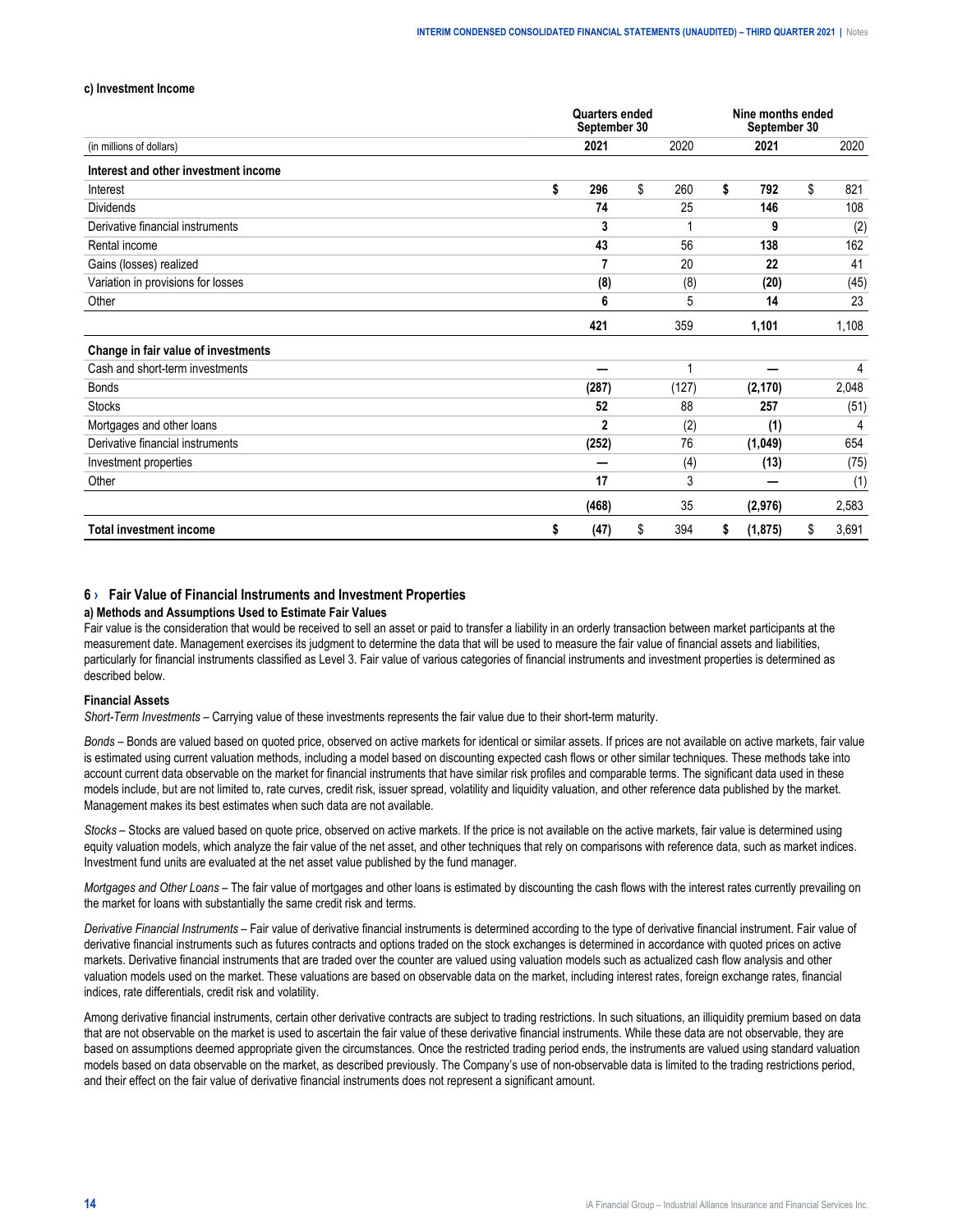**c) Investment Income**

| (in millions of dollars) | Quarters ended September 30 | | Nine months ended September 30 | |
|---|---|---|---|---|
| | **2021** | 2020 | **2021** | 2020 |
| **Interest and other investment income** | | | | |
| Interest | **$ 296** | $ 260 | **$ 792** | $ 821 |
| Dividends | **74** | 25 | **146** | 108 |
| Derivative financial instruments | **3** | 1 | **9** | (2) |
| Rental income | **43** | 56 | **138** | 162 |
| Gains (losses) realized | **7** | 20 | **22** | 41 |
| Variation in provisions for losses | **(8)** | (8) | **(20)** | (45) |
| Other | **6** | 5 | **14** | 23 |
| | **421** | 359 | **1,101** | 1,108 |
| **Change in fair value of investments** | | | | |
| Cash and short-term investments | **—** | 1 | **—** | 4 |
| Bonds | **(287)** | (127) | **(2,170)** | 2,048 |
| Stocks | **52** | 88 | **257** | (51) |
| Mortgages and other loans | **2** | (2) | **(1)** | 4 |
| Derivative financial instruments | **(252)** | 76 | **(1,049)** | 654 |
| Investment properties | **—** | (4) | **(13)** | (75) |
| Other | **17** | 3 | **—** | (1) |
| | **(468)** | 35 | **(2,976)** | 2,583 |
| **Total investment income** | **$ (47)** | $ 394 | **$ (1,875)** | $ 3,691 |

## 6 › Fair Value of Financial Instruments and Investment Properties

**a) Methods and Assumptions Used to Estimate Fair Values**

Fair value is the consideration that would be received to sell an asset or paid to transfer a liability in an orderly transaction between market participants at the measurement date. Management exercises its judgment to determine the data that will be used to measure the fair value of financial assets and liabilities, particularly for financial instruments classified as Level 3. Fair value of various categories of financial instruments and investment properties is determined as described below.

**Financial Assets**

*Short-Term Investments* – Carrying value of these investments represents the fair value due to their short-term maturity.

*Bonds* – Bonds are valued based on quoted price, observed on active markets for identical or similar assets. If prices are not available on active markets, fair value is estimated using current valuation methods, including a model based on discounting expected cash flows or other similar techniques. These methods take into account current data observable on the market for financial instruments that have similar risk profiles and comparable terms. The significant data used in these models include, but are not limited to, rate curves, credit risk, issuer spread, volatility and liquidity valuation, and other reference data published by the market. Management makes its best estimates when such data are not available.

*Stocks* – Stocks are valued based on quote price, observed on active markets. If the price is not available on the active markets, fair value is determined using equity valuation models, which analyze the fair value of the net asset, and other techniques that rely on comparisons with reference data, such as market indices. Investment fund units are evaluated at the net asset value published by the fund manager.

*Mortgages and Other Loans* – The fair value of mortgages and other loans is estimated by discounting the cash flows with the interest rates currently prevailing on the market for loans with substantially the same credit risk and terms.

*Derivative Financial Instruments* – Fair value of derivative financial instruments is determined according to the type of derivative financial instrument. Fair value of derivative financial instruments such as futures contracts and options traded on the stock exchanges is determined in accordance with quoted prices on active markets. Derivative financial instruments that are traded over the counter are valued using valuation models such as actualized cash flow analysis and other valuation models used on the market. These valuations are based on observable data on the market, including interest rates, foreign exchange rates, financial indices, rate differentials, credit risk and volatility.

Among derivative financial instruments, certain other derivative contracts are subject to trading restrictions. In such situations, an illiquidity premium based on data that are not observable on the market is used to ascertain the fair value of these derivative financial instruments. While these data are not observable, they are based on assumptions deemed appropriate given the circumstances. Once the restricted trading period ends, the instruments are valued using standard valuation models based on data observable on the market, as described previously. The Company's use of non-observable data is limited to the trading restrictions period, and their effect on the fair value of derivative financial instruments does not represent a significant amount.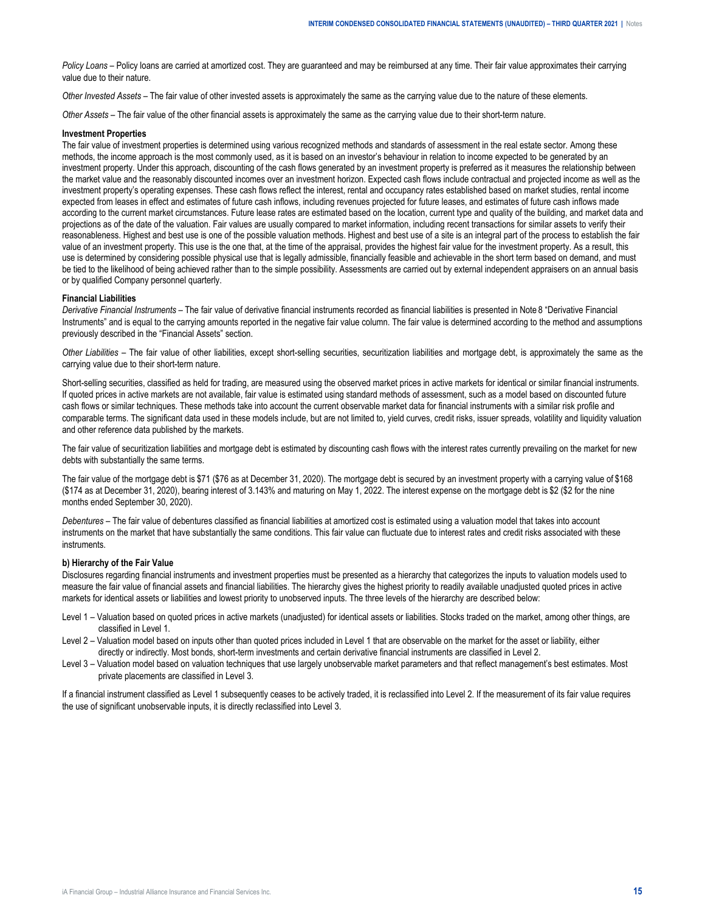*Policy Loans* – Policy loans are carried at amortized cost. They are guaranteed and may be reimbursed at any time. Their fair value approximates their carrying value due to their nature.

*Other Invested Assets* – The fair value of other invested assets is approximately the same as the carrying value due to the nature of these elements.

*Other Assets* – The fair value of the other financial assets is approximately the same as the carrying value due to their short-term nature.

**Investment Properties**

The fair value of investment properties is determined using various recognized methods and standards of assessment in the real estate sector. Among these methods, the income approach is the most commonly used, as it is based on an investor's behaviour in relation to income expected to be generated by an investment property. Under this approach, discounting of the cash flows generated by an investment property is preferred as it measures the relationship between the market value and the reasonably discounted incomes over an investment horizon. Expected cash flows include contractual and projected income as well as the investment property's operating expenses. These cash flows reflect the interest, rental and occupancy rates established based on market studies, rental income expected from leases in effect and estimates of future cash inflows, including revenues projected for future leases, and estimates of future cash inflows made according to the current market circumstances. Future lease rates are estimated based on the location, current type and quality of the building, and market data and projections as of the date of the valuation. Fair values are usually compared to market information, including recent transactions for similar assets to verify their reasonableness. Highest and best use is one of the possible valuation methods. Highest and best use of a site is an integral part of the process to establish the fair value of an investment property. This use is the one that, at the time of the appraisal, provides the highest fair value for the investment property. As a result, this use is determined by considering possible physical use that is legally admissible, financially feasible and achievable in the short term based on demand, and must be tied to the likelihood of being achieved rather than to the simple possibility. Assessments are carried out by external independent appraisers on an annual basis or by qualified Company personnel quarterly.

**Financial Liabilities**

*Derivative Financial Instruments* – The fair value of derivative financial instruments recorded as financial liabilities is presented in Note 8 "Derivative Financial Instruments" and is equal to the carrying amounts reported in the negative fair value column. The fair value is determined according to the method and assumptions previously described in the "Financial Assets" section.

*Other Liabilities* – The fair value of other liabilities, except short-selling securities, securitization liabilities and mortgage debt, is approximately the same as the carrying value due to their short-term nature.

Short-selling securities, classified as held for trading, are measured using the observed market prices in active markets for identical or similar financial instruments. If quoted prices in active markets are not available, fair value is estimated using standard methods of assessment, such as a model based on discounted future cash flows or similar techniques. These methods take into account the current observable market data for financial instruments with a similar risk profile and comparable terms. The significant data used in these models include, but are not limited to, yield curves, credit risks, issuer spreads, volatility and liquidity valuation and other reference data published by the markets.

The fair value of securitization liabilities and mortgage debt is estimated by discounting cash flows with the interest rates currently prevailing on the market for new debts with substantially the same terms.

The fair value of the mortgage debt is $71 ($76 as at December 31, 2020). The mortgage debt is secured by an investment property with a carrying value of $168 ($174 as at December 31, 2020), bearing interest of 3.143% and maturing on May 1, 2022. The interest expense on the mortgage debt is $2 ($2 for the nine months ended September 30, 2020).

*Debentures* – The fair value of debentures classified as financial liabilities at amortized cost is estimated using a valuation model that takes into account instruments on the market that have substantially the same conditions. This fair value can fluctuate due to interest rates and credit risks associated with these instruments.

**b) Hierarchy of the Fair Value**

Disclosures regarding financial instruments and investment properties must be presented as a hierarchy that categorizes the inputs to valuation models used to measure the fair value of financial assets and financial liabilities. The hierarchy gives the highest priority to readily available unadjusted quoted prices in active markets for identical assets or liabilities and lowest priority to unobserved inputs. The three levels of the hierarchy are described below:

Level 1 – Valuation based on quoted prices in active markets (unadjusted) for identical assets or liabilities. Stocks traded on the market, among other things, are classified in Level 1.

Level 2 – Valuation model based on inputs other than quoted prices included in Level 1 that are observable on the market for the asset or liability, either directly or indirectly. Most bonds, short-term investments and certain derivative financial instruments are classified in Level 2.

Level 3 – Valuation model based on valuation techniques that use largely unobservable market parameters and that reflect management's best estimates. Most private placements are classified in Level 3.

If a financial instrument classified as Level 1 subsequently ceases to be actively traded, it is reclassified into Level 2. If the measurement of its fair value requires the use of significant unobservable inputs, it is directly reclassified into Level 3.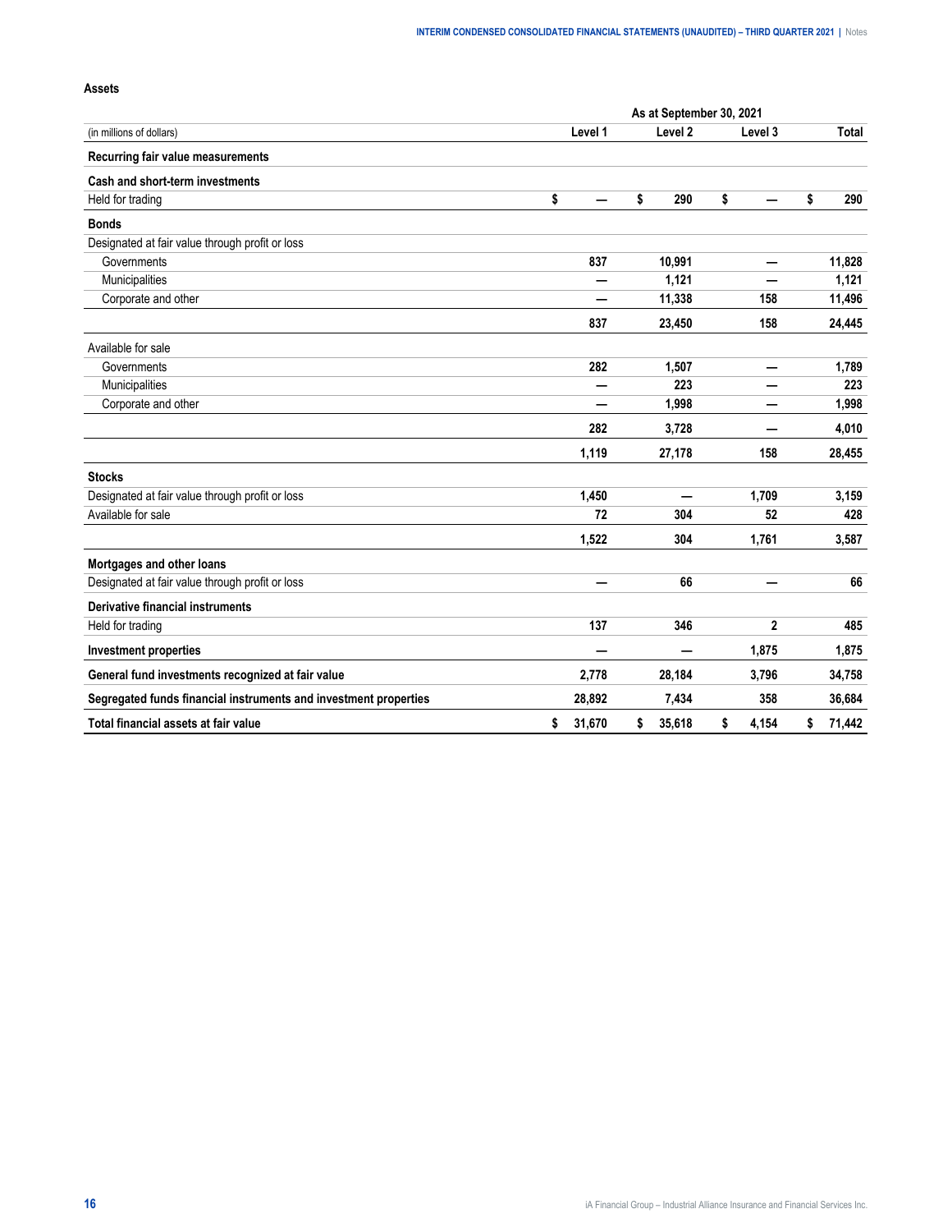**Assets**

| (in millions of dollars) | As at September 30, 2021 | | | |
|---|---|---|---|---|
| | Level 1 | Level 2 | Level 3 | Total |
| **Recurring fair value measurements** | | | | |
| **Cash and short-term investments** | | | | |
| Held for trading | $ — | $ 290 | $ — | $ 290 |
| **Bonds** | | | | |
| Designated at fair value through profit or loss | | | | |
| Governments | 837 | 10,991 | — | 11,828 |
| Municipalities | — | 1,121 | — | 1,121 |
| Corporate and other | — | 11,338 | 158 | 11,496 |
| | 837 | 23,450 | 158 | 24,445 |
| Available for sale | | | | |
| Governments | 282 | 1,507 | — | 1,789 |
| Municipalities | — | 223 | — | 223 |
| Corporate and other | — | 1,998 | — | 1,998 |
| | 282 | 3,728 | — | 4,010 |
| | 1,119 | 27,178 | 158 | 28,455 |
| **Stocks** | | | | |
| Designated at fair value through profit or loss | 1,450 | — | 1,709 | 3,159 |
| Available for sale | 72 | 304 | 52 | 428 |
| | 1,522 | 304 | 1,761 | 3,587 |
| **Mortgages and other loans** | | | | |
| Designated at fair value through profit or loss | — | 66 | — | 66 |
| **Derivative financial instruments** | | | | |
| Held for trading | 137 | 346 | 2 | 485 |
| **Investment properties** | — | — | 1,875 | 1,875 |
| **General fund investments recognized at fair value** | 2,778 | 28,184 | 3,796 | 34,758 |
| **Segregated funds financial instruments and investment properties** | 28,892 | 7,434 | 358 | 36,684 |
| **Total financial assets at fair value** | $ 31,670 | $ 35,618 | $ 4,154 | $ 71,442 |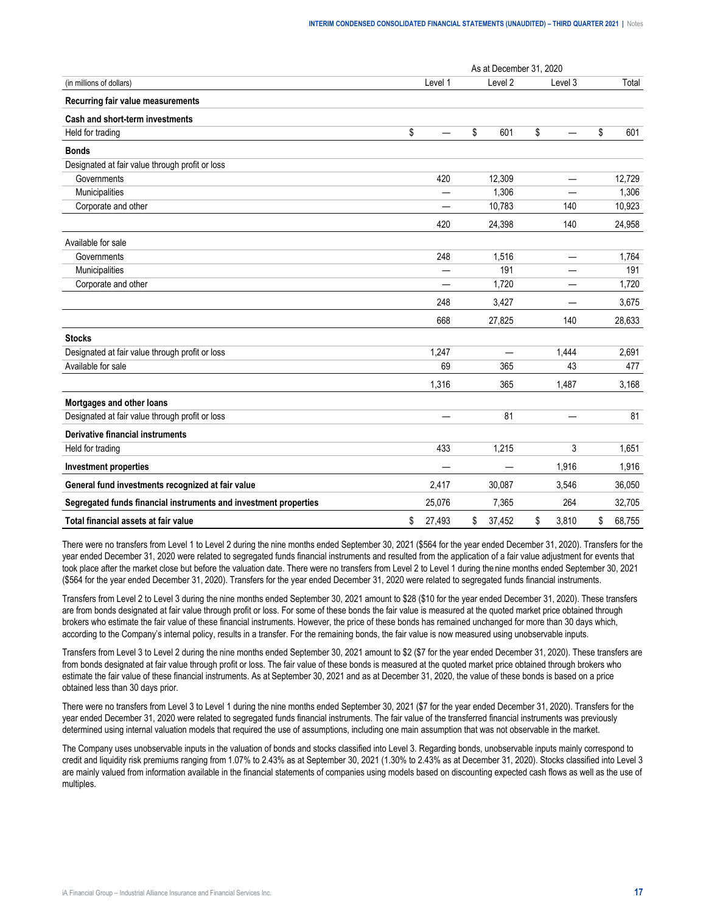| (in millions of dollars) | As at December 31, 2020 | | | |
|---|---|---|---|---|
| | Level 1 | Level 2 | Level 3 | Total |
| **Recurring fair value measurements** | | | | |
| **Cash and short-term investments** | | | | |
| Held for trading | $ — | $ 601 | $ — | $ 601 |
| **Bonds** | | | | |
| Designated at fair value through profit or loss | | | | |
| Governments | 420 | 12,309 | — | 12,729 |
| Municipalities | — | 1,306 | — | 1,306 |
| Corporate and other | — | 10,783 | 140 | 10,923 |
| | 420 | 24,398 | 140 | 24,958 |
| Available for sale | | | | |
| Governments | 248 | 1,516 | — | 1,764 |
| Municipalities | — | 191 | — | 191 |
| Corporate and other | — | 1,720 | — | 1,720 |
| | 248 | 3,427 | — | 3,675 |
| | 668 | 27,825 | 140 | 28,633 |
| **Stocks** | | | | |
| Designated at fair value through profit or loss | 1,247 | — | 1,444 | 2,691 |
| Available for sale | 69 | 365 | 43 | 477 |
| | 1,316 | 365 | 1,487 | 3,168 |
| **Mortgages and other loans** | | | | |
| Designated at fair value through profit or loss | — | 81 | — | 81 |
| **Derivative financial instruments** | | | | |
| Held for trading | 433 | 1,215 | 3 | 1,651 |
| **Investment properties** | — | — | 1,916 | 1,916 |
| **General fund investments recognized at fair value** | 2,417 | 30,087 | 3,546 | 36,050 |
| **Segregated funds financial instruments and investment properties** | 25,076 | 7,365 | 264 | 32,705 |
| **Total financial assets at fair value** | $ 27,493 | $ 37,452 | $ 3,810 | $ 68,755 |

There were no transfers from Level 1 to Level 2 during the nine months ended September 30, 2021 ($564 for the year ended December 31, 2020). Transfers for the year ended December 31, 2020 were related to segregated funds financial instruments and resulted from the application of a fair value adjustment for events that took place after the market close but before the valuation date. There were no transfers from Level 2 to Level 1 during the nine months ended September 30, 2021 ($564 for the year ended December 31, 2020). Transfers for the year ended December 31, 2020 were related to segregated funds financial instruments.

Transfers from Level 2 to Level 3 during the nine months ended September 30, 2021 amount to $28 ($10 for the year ended December 31, 2020). These transfers are from bonds designated at fair value through profit or loss. For some of these bonds the fair value is measured at the quoted market price obtained through brokers who estimate the fair value of these financial instruments. However, the price of these bonds has remained unchanged for more than 30 days which, according to the Company's internal policy, results in a transfer. For the remaining bonds, the fair value is now measured using unobservable inputs.

Transfers from Level 3 to Level 2 during the nine months ended September 30, 2021 amount to $2 ($7 for the year ended December 31, 2020). These transfers are from bonds designated at fair value through profit or loss. The fair value of these bonds is measured at the quoted market price obtained through brokers who estimate the fair value of these financial instruments. As at September 30, 2021 and as at December 31, 2020, the value of these bonds is based on a price obtained less than 30 days prior.

There were no transfers from Level 3 to Level 1 during the nine months ended September 30, 2021 ($7 for the year ended December 31, 2020). Transfers for the year ended December 31, 2020 were related to segregated funds financial instruments. The fair value of the transferred financial instruments was previously determined using internal valuation models that required the use of assumptions, including one main assumption that was not observable in the market.

The Company uses unobservable inputs in the valuation of bonds and stocks classified into Level 3. Regarding bonds, unobservable inputs mainly correspond to credit and liquidity risk premiums ranging from 1.07% to 2.43% as at September 30, 2021 (1.30% to 2.43% as at December 31, 2020). Stocks classified into Level 3 are mainly valued from information available in the financial statements of companies using models based on discounting expected cash flows as well as the use of multiples.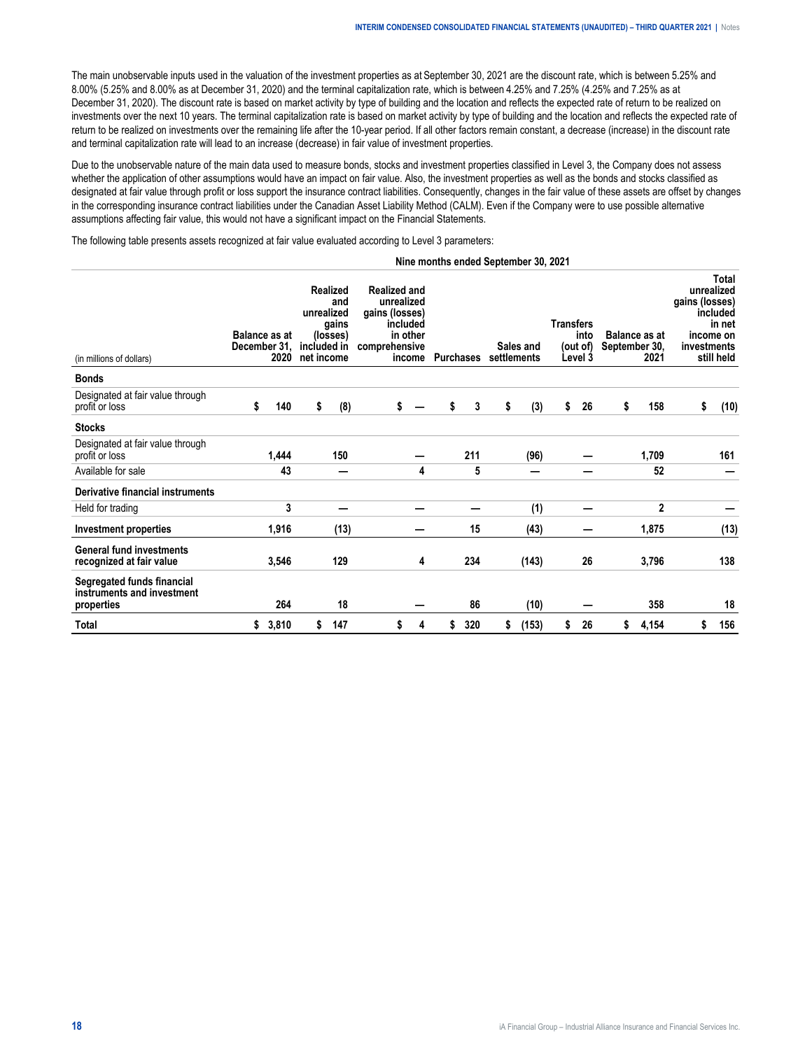The main unobservable inputs used in the valuation of the investment properties as at September 30, 2021 are the discount rate, which is between 5.25% and 8.00% (5.25% and 8.00% as at December 31, 2020) and the terminal capitalization rate, which is between 4.25% and 7.25% (4.25% and 7.25% as at December 31, 2020). The discount rate is based on market activity by type of building and the location and reflects the expected rate of return to be realized on investments over the next 10 years. The terminal capitalization rate is based on market activity by type of building and the location and reflects the expected rate of return to be realized on investments over the remaining life after the 10-year period. If all other factors remain constant, a decrease (increase) in the discount rate and terminal capitalization rate will lead to an increase (decrease) in fair value of investment properties.

Due to the unobservable nature of the main data used to measure bonds, stocks and investment properties classified in Level 3, the Company does not assess whether the application of other assumptions would have an impact on fair value. Also, the investment properties as well as the bonds and stocks classified as designated at fair value through profit or loss support the insurance contract liabilities. Consequently, changes in the fair value of these assets are offset by changes in the corresponding insurance contract liabilities under the Canadian Asset Liability Method (CALM). Even if the Company were to use possible alternative assumptions affecting fair value, this would not have a significant impact on the Financial Statements.

The following table presents assets recognized at fair value evaluated according to Level 3 parameters:

| | Nine months ended September 30, 2021 | | | | | | | |
|---|---|---|---|---|---|---|---|---|
| (in millions of dollars) | Balance as at December 31, 2020 | Realized and unrealized gains (losses) included in net income | Realized and unrealized gains (losses) included in other comprehensive income | Purchases | Sales and settlements | Transfers into (out of) Level 3 | Balance as at September 30, 2021 | Total unrealized gains (losses) included in net income on investments still held |
| **Bonds** | | | | | | | | |
| Designated at fair value through profit or loss | $ 140 | $ (8) | $ — | $ 3 | $ (3) | $ 26 | $ 158 | $ (10) |
| **Stocks** | | | | | | | | |
| Designated at fair value through profit or loss | 1,444 | 150 | — | 211 | (96) | — | 1,709 | 161 |
| Available for sale | 43 | — | 4 | 5 | — | — | 52 | — |
| **Derivative financial instruments** | | | | | | | | |
| Held for trading | 3 | — | — | — | (1) | — | 2 | — |
| **Investment properties** | 1,916 | (13) | — | 15 | (43) | — | 1,875 | (13) |
| **General fund investments recognized at fair value** | 3,546 | 129 | 4 | 234 | (143) | 26 | 3,796 | 138 |
| **Segregated funds financial instruments and investment properties** | 264 | 18 | — | 86 | (10) | — | 358 | 18 |
| **Total** | $ 3,810 | $ 147 | $ 4 | $ 320 | $ (153) | $ 26 | $ 4,154 | $ 156 |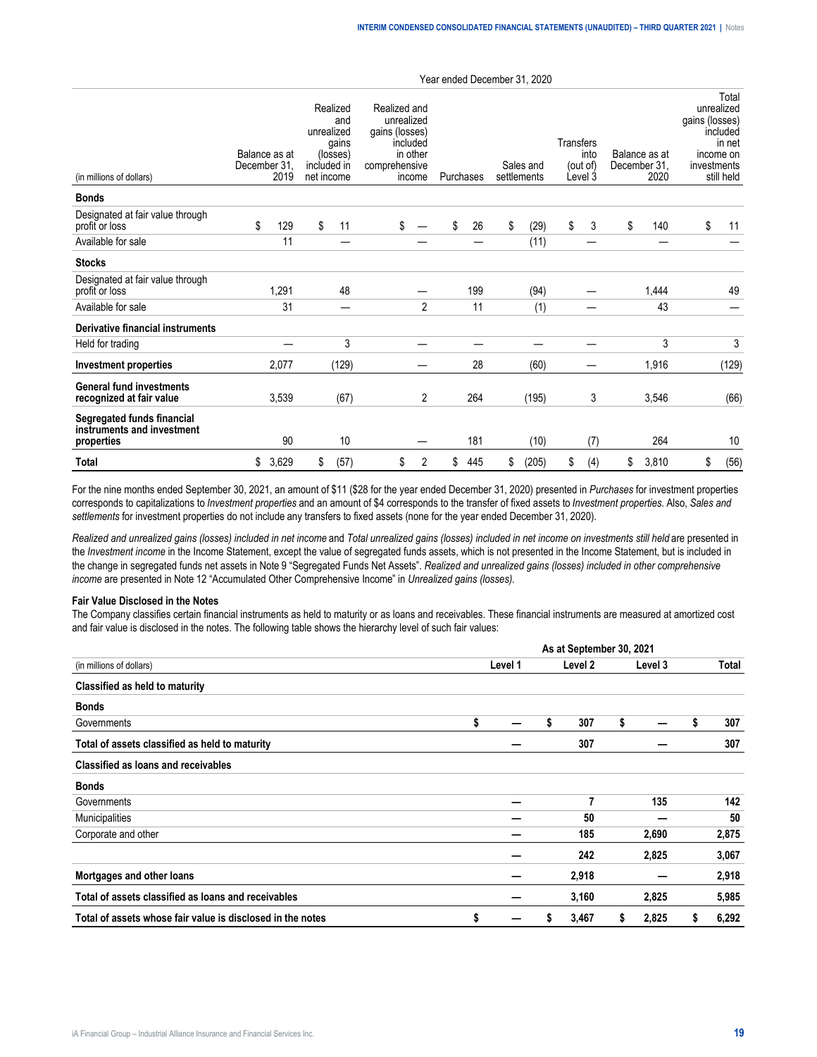| (in millions of dollars) | Year ended December 31, 2020 | | | | | | | |
|---|---|---|---|---|---|---|---|---|
| | Balance as at December 31, 2019 | Realized and unrealized gains (losses) included in net income | Realized and unrealized gains (losses) included in other comprehensive income | Purchases | Sales and settlements | Transfers into (out of) Level 3 | Balance as at December 31, 2020 | Total unrealized gains (losses) included in net income on investments still held |
| **Bonds** | | | | | | | | |
| Designated at fair value through profit or loss | $ 129 | $ 11 | $ — | $ 26 | $ (29) | $ 3 | $ 140 | $ 11 |
| Available for sale | 11 | — | — | — | (11) | — | — | — |
| **Stocks** | | | | | | | | |
| Designated at fair value through profit or loss | 1,291 | 48 | — | 199 | (94) | — | 1,444 | 49 |
| Available for sale | 31 | — | 2 | 11 | (1) | — | 43 | — |
| **Derivative financial instruments** | | | | | | | | |
| Held for trading | — | 3 | — | — | — | — | 3 | 3 |
| **Investment properties** | 2,077 | (129) | — | 28 | (60) | — | 1,916 | (129) |
| **General fund investments recognized at fair value** | 3,539 | (67) | 2 | 264 | (195) | 3 | 3,546 | (66) |
| **Segregated funds financial instruments and investment properties** | 90 | 10 | — | 181 | (10) | (7) | 264 | 10 |
| **Total** | $ 3,629 | $ (57) | $ 2 | $ 445 | $ (205) | $ (4) | $ 3,810 | $ (56) |

For the nine months ended September 30, 2021, an amount of $11 ($28 for the year ended December 31, 2020) presented in *Purchases* for investment properties corresponds to capitalizations to *Investment properties* and an amount of $4 corresponds to the transfer of fixed assets to *Investment properties*. Also, *Sales and settlements* for investment properties do not include any transfers to fixed assets (none for the year ended December 31, 2020).

*Realized and unrealized gains (losses) included in net income* and *Total unrealized gains (losses) included in net income on investments still held* are presented in the *Investment income* in the Income Statement, except the value of segregated funds assets, which is not presented in the Income Statement, but is included in the change in segregated funds net assets in Note 9 "Segregated Funds Net Assets". *Realized and unrealized gains (losses) included in other comprehensive income* are presented in Note 12 "Accumulated Other Comprehensive Income" in *Unrealized gains (losses)*.

#### Fair Value Disclosed in the Notes

The Company classifies certain financial instruments as held to maturity or as loans and receivables. These financial instruments are measured at amortized cost and fair value is disclosed in the notes. The following table shows the hierarchy level of such fair values:

| (in millions of dollars) | As at September 30, 2021 | | | |
|---|---|---|---|---|
| | **Level 1** | **Level 2** | **Level 3** | **Total** |
| **Classified as held to maturity** | | | | |
| **Bonds** | | | | |
| Governments | $ — | $ 307 | $ — | $ 307 |
| **Total of assets classified as held to maturity** | — | 307 | — | 307 |
| **Classified as loans and receivables** | | | | |
| **Bonds** | | | | |
| Governments | — | 7 | 135 | 142 |
| Municipalities | — | 50 | — | 50 |
| Corporate and other | — | 185 | 2,690 | 2,875 |
| | — | 242 | 2,825 | 3,067 |
| **Mortgages and other loans** | — | 2,918 | — | 2,918 |
| **Total of assets classified as loans and receivables** | — | 3,160 | 2,825 | 5,985 |
| **Total of assets whose fair value is disclosed in the notes** | $ — | $ 3,467 | $ 2,825 | $ 6,292 |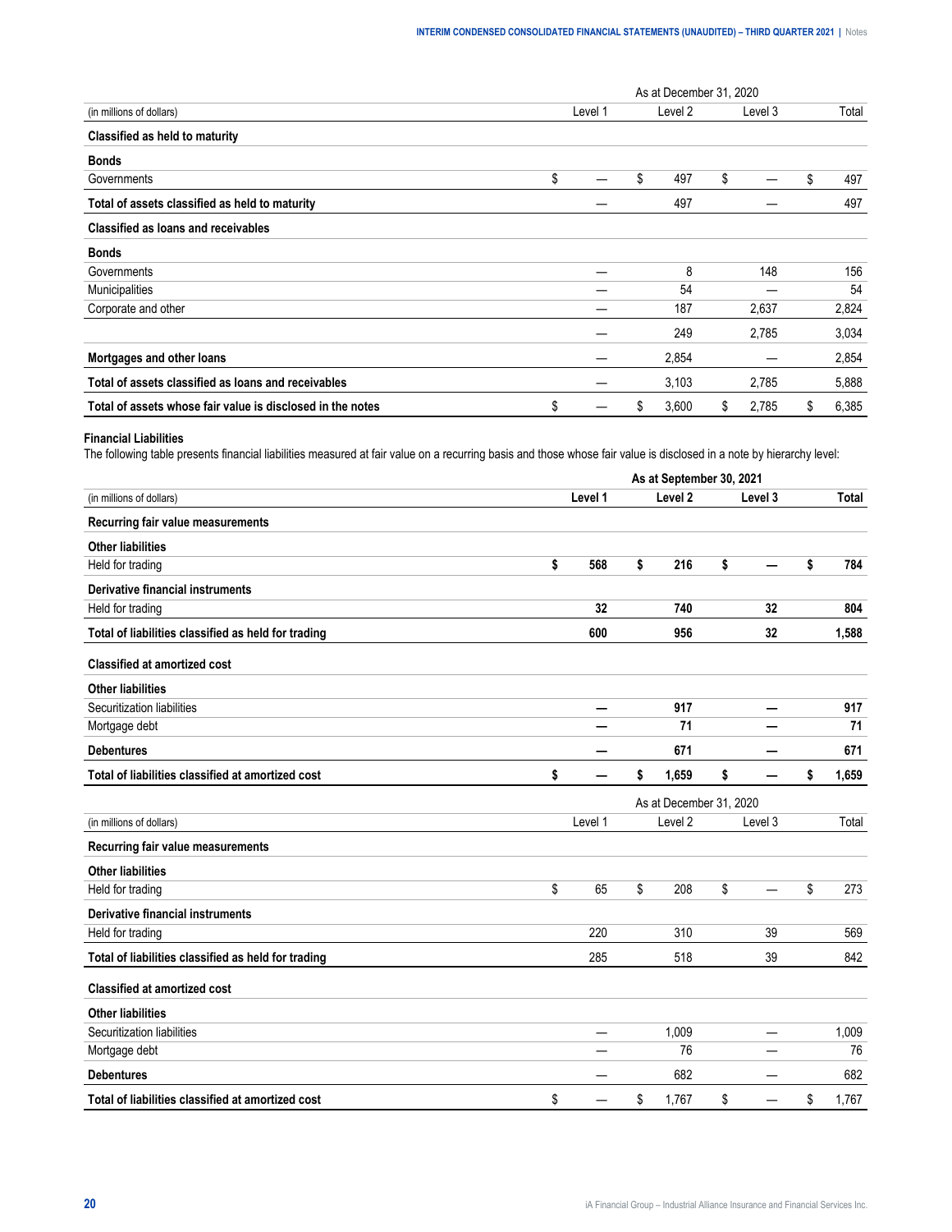| (in millions of dollars) | As at December 31, 2020 Level 1 | Level 2 | Level 3 | Total |
|---|---|---|---|---|
| **Classified as held to maturity** | | | | |
| **Bonds** | | | | |
| Governments | $ — | $ 497 | $ — | $ 497 |
| **Total of assets classified as held to maturity** | — | 497 | — | 497 |
| **Classified as loans and receivables** | | | | |
| **Bonds** | | | | |
| Governments | — | 8 | 148 | 156 |
| Municipalities | — | 54 | — | 54 |
| Corporate and other | — | 187 | 2,637 | 2,824 |
| | — | 249 | 2,785 | 3,034 |
| **Mortgages and other loans** | — | 2,854 | — | 2,854 |
| **Total of assets classified as loans and receivables** | — | 3,103 | 2,785 | 5,888 |
| **Total of assets whose fair value is disclosed in the notes** | $ — | $ 3,600 | $ 2,785 | $ 6,385 |

**Financial Liabilities**

The following table presents financial liabilities measured at fair value on a recurring basis and those whose fair value is disclosed in a note by hierarchy level:

| (in millions of dollars) | As at September 30, 2021 Level 1 | Level 2 | Level 3 | Total |
|---|---|---|---|---|
| **Recurring fair value measurements** | | | | |
| **Other liabilities** | | | | |
| Held for trading | **$ 568** | **$ 216** | **$ —** | **$ 784** |
| **Derivative financial instruments** | | | | |
| Held for trading | **32** | **740** | **32** | **804** |
| **Total of liabilities classified as held for trading** | **600** | **956** | **32** | **1,588** |
| **Classified at amortized cost** | | | | |
| **Other liabilities** | | | | |
| Securitization liabilities | **—** | **917** | **—** | **917** |
| Mortgage debt | **—** | **71** | **—** | **71** |
| **Debentures** | **—** | **671** | **—** | **671** |
| **Total of liabilities classified at amortized cost** | **$ —** | **$ 1,659** | **$ —** | **$ 1,659** |

| (in millions of dollars) | As at December 31, 2020 Level 1 | Level 2 | Level 3 | Total |
|---|---|---|---|---|
| **Recurring fair value measurements** | | | | |
| **Other liabilities** | | | | |
| Held for trading | $ 65 | $ 208 | $ — | $ 273 |
| **Derivative financial instruments** | | | | |
| Held for trading | 220 | 310 | 39 | 569 |
| **Total of liabilities classified as held for trading** | 285 | 518 | 39 | 842 |
| **Classified at amortized cost** | | | | |
| **Other liabilities** | | | | |
| Securitization liabilities | — | 1,009 | — | 1,009 |
| Mortgage debt | — | 76 | — | 76 |
| **Debentures** | — | 682 | — | 682 |
| **Total of liabilities classified at amortized cost** | $ — | $ 1,767 | $ — | $ 1,767 |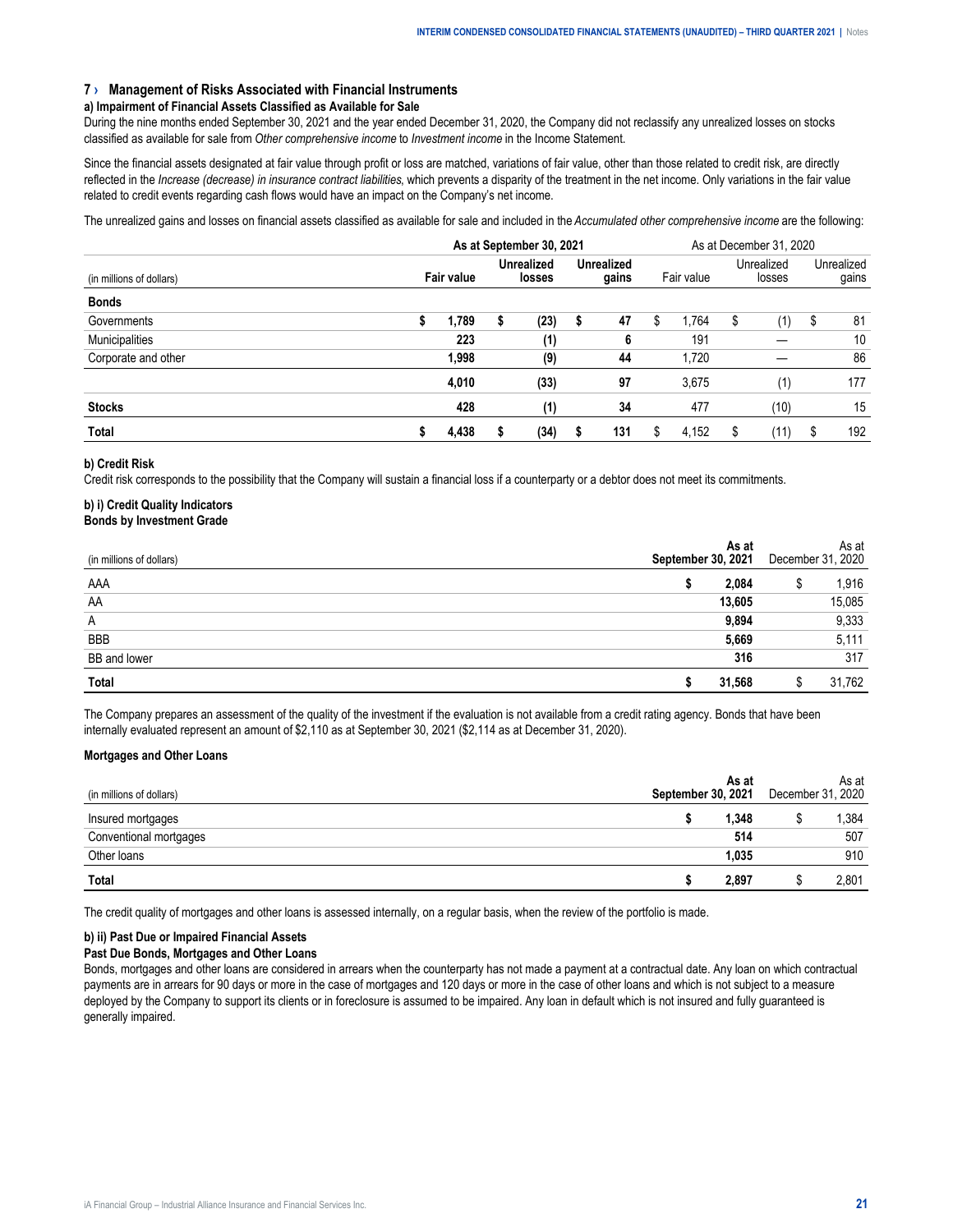## 7 › Management of Risks Associated with Financial Instruments

### a) Impairment of Financial Assets Classified as Available for Sale

During the nine months ended September 30, 2021 and the year ended December 31, 2020, the Company did not reclassify any unrealized losses on stocks classified as available for sale from *Other comprehensive income* to *Investment income* in the Income Statement.

Since the financial assets designated at fair value through profit or loss are matched, variations of fair value, other than those related to credit risk, are directly reflected in the *Increase (decrease) in insurance contract liabilities*, which prevents a disparity of the treatment in the net income. Only variations in the fair value related to credit events regarding cash flows would have an impact on the Company's net income.

The unrealized gains and losses on financial assets classified as available for sale and included in the *Accumulated other comprehensive income* are the following:

| | **As at September 30, 2021** | | | As at December 31, 2020 | | |
|---|---|---|---|---|---|---|
| (in millions of dollars) | **Fair value** | **Unrealized losses** | **Unrealized gains** | Fair value | Unrealized losses | Unrealized gains |
| **Bonds** | | | | | | |
| Governments | **$ 1,789** | **$ (23)** | **$ 47** | $ 1,764 | $ (1) | $ 81 |
| Municipalities | **223** | **(1)** | **6** | 191 | — | 10 |
| Corporate and other | **1,998** | **(9)** | **44** | 1,720 | — | 86 |
| | **4,010** | **(33)** | **97** | 3,675 | (1) | 177 |
| **Stocks** | **428** | **(1)** | **34** | 477 | (10) | 15 |
| **Total** | **$ 4,438** | **$ (34)** | **$ 131** | $ 4,152 | $ (11) | $ 192 |

### b) Credit Risk

Credit risk corresponds to the possibility that the Company will sustain a financial loss if a counterparty or a debtor does not meet its commitments.

### b) i) Credit Quality Indicators

**Bonds by Investment Grade**

| (in millions of dollars) | **As at September 30, 2021** | As at December 31, 2020 |
|---|---|---|
| AAA | **$ 2,084** | $ 1,916 |
| AA | **13,605** | 15,085 |
| A | **9,894** | 9,333 |
| BBB | **5,669** | 5,111 |
| BB and lower | **316** | 317 |
| **Total** | **$ 31,568** | $ 31,762 |

The Company prepares an assessment of the quality of the investment if the evaluation is not available from a credit rating agency. Bonds that have been internally evaluated represent an amount of $2,110 as at September 30, 2021 ($2,114 as at December 31, 2020).

**Mortgages and Other Loans**

| (in millions of dollars) | **As at September 30, 2021** | As at December 31, 2020 |
|---|---|---|
| Insured mortgages | **$ 1,348** | $ 1,384 |
| Conventional mortgages | **514** | 507 |
| Other loans | **1,035** | 910 |
| **Total** | **$ 2,897** | $ 2,801 |

The credit quality of mortgages and other loans is assessed internally, on a regular basis, when the review of the portfolio is made.

### b) ii) Past Due or Impaired Financial Assets

**Past Due Bonds, Mortgages and Other Loans**

Bonds, mortgages and other loans are considered in arrears when the counterparty has not made a payment at a contractual date. Any loan on which contractual payments are in arrears for 90 days or more in the case of mortgages and 120 days or more in the case of other loans and which is not subject to a measure deployed by the Company to support its clients or in foreclosure is assumed to be impaired. Any loan in default which is not insured and fully guaranteed is generally impaired.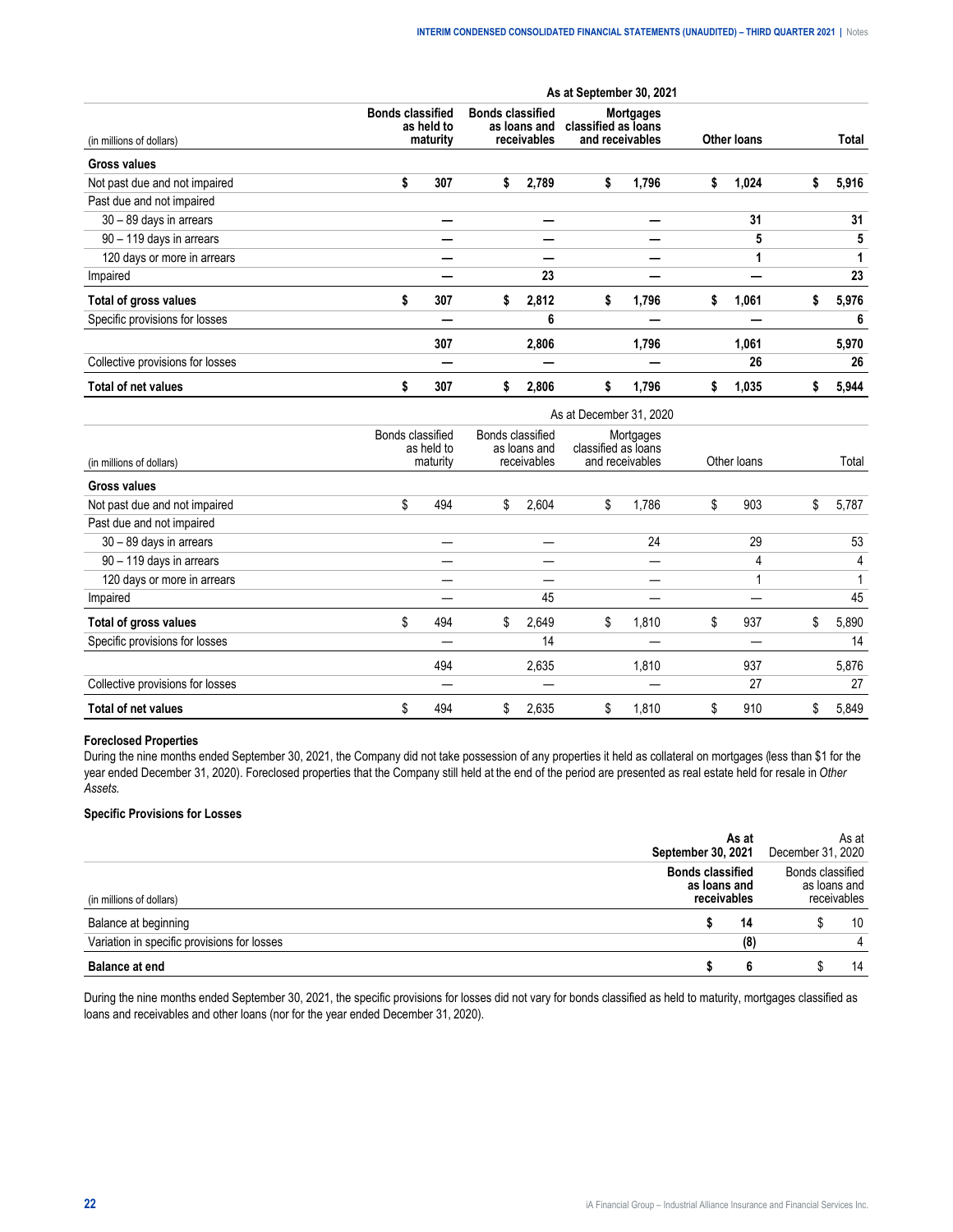| As at September 30, 2021 | | | | | |
|---|---|---|---|---|---|
| (in millions of dollars) | **Bonds classified as held to maturity** | **Bonds classified as loans and receivables** | **Mortgages classified as loans and receivables** | **Other loans** | **Total** |
| **Gross values** | | | | | |
| Not past due and not impaired | **$ 307** | **$ 2,789** | **$ 1,796** | **$ 1,024** | **$ 5,916** |
| Past due and not impaired | | | | | |
| 30 – 89 days in arrears | **—** | **—** | **—** | **31** | **31** |
| 90 – 119 days in arrears | **—** | **—** | **—** | **5** | **5** |
| 120 days or more in arrears | **—** | **—** | **—** | **1** | **1** |
| Impaired | **—** | **23** | **—** | **—** | **23** |
| **Total of gross values** | **$ 307** | **$ 2,812** | **$ 1,796** | **$ 1,061** | **$ 5,976** |
| Specific provisions for losses | **—** | **6** | **—** | **—** | **6** |
| | **307** | **2,806** | **1,796** | **1,061** | **5,970** |
| Collective provisions for losses | **—** | **—** | **—** | **26** | **26** |
| **Total of net values** | **$ 307** | **$ 2,806** | **$ 1,796** | **$ 1,035** | **$ 5,944** |

| As at December 31, 2020 | | | | | |
|---|---|---|---|---|---|
| (in millions of dollars) | Bonds classified as held to maturity | Bonds classified as loans and receivables | Mortgages classified as loans and receivables | Other loans | Total |
| **Gross values** | | | | | |
| Not past due and not impaired | $ 494 | $ 2,604 | $ 1,786 | $ 903 | $ 5,787 |
| Past due and not impaired | | | | | |
| 30 – 89 days in arrears | — | — | 24 | 29 | 53 |
| 90 – 119 days in arrears | — | — | — | 4 | 4 |
| 120 days or more in arrears | — | — | — | 1 | 1 |
| Impaired | — | 45 | — | — | 45 |
| **Total of gross values** | $ 494 | $ 2,649 | $ 1,810 | $ 937 | $ 5,890 |
| Specific provisions for losses | — | 14 | — | — | 14 |
| | 494 | 2,635 | 1,810 | 937 | 5,876 |
| Collective provisions for losses | — | — | — | 27 | 27 |
| **Total of net values** | $ 494 | $ 2,635 | $ 1,810 | $ 910 | $ 5,849 |

**Foreclosed Properties**

During the nine months ended September 30, 2021, the Company did not take possession of any properties it held as collateral on mortgages (less than $1 for the year ended December 31, 2020). Foreclosed properties that the Company still held at the end of the period are presented as real estate held for resale in *Other Assets.*

**Specific Provisions for Losses**

| | **As at September 30, 2021** | As at December 31, 2020 |
|---|---|---|
| (in millions of dollars) | **Bonds classified as loans and receivables** | Bonds classified as loans and receivables |
| Balance at beginning | **$ 14** | $ 10 |
| Variation in specific provisions for losses | **(8)** | 4 |
| **Balance at end** | **$ 6** | $ 14 |

During the nine months ended September 30, 2021, the specific provisions for losses did not vary for bonds classified as held to maturity, mortgages classified as loans and receivables and other loans (nor for the year ended December 31, 2020).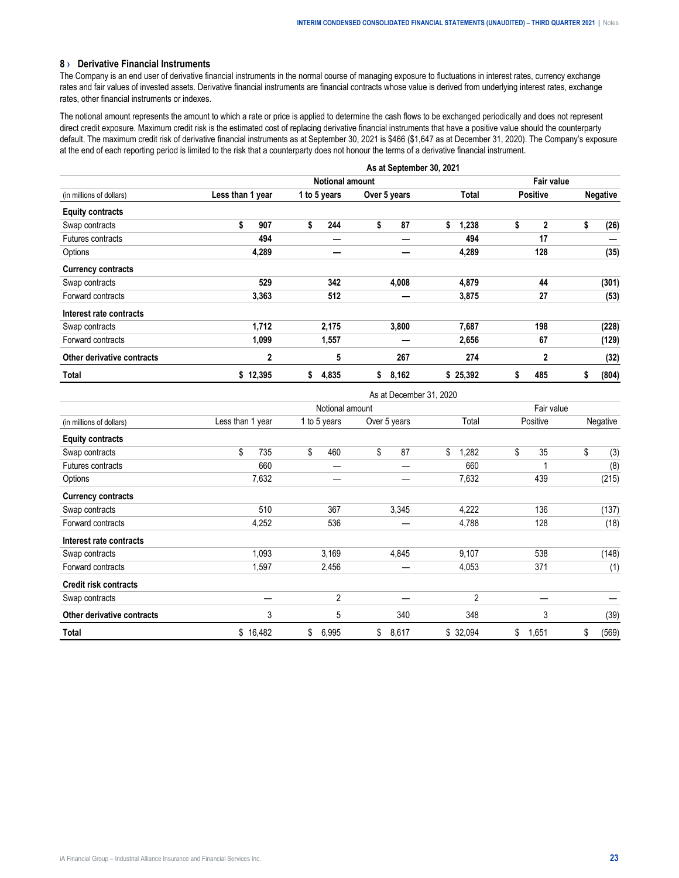## 8 › Derivative Financial Instruments

The Company is an end user of derivative financial instruments in the normal course of managing exposure to fluctuations in interest rates, currency exchange rates and fair values of invested assets. Derivative financial instruments are financial contracts whose value is derived from underlying interest rates, exchange rates, other financial instruments or indexes.

The notional amount represents the amount to which a rate or price is applied to determine the cash flows to be exchanged periodically and does not represent direct credit exposure. Maximum credit risk is the estimated cost of replacing derivative financial instruments that have a positive value should the counterparty default. The maximum credit risk of derivative financial instruments as at September 30, 2021 is $466 ($1,647 as at December 31, 2020). The Company's exposure at the end of each reporting period is limited to the risk that a counterparty does not honour the terms of a derivative financial instrument.

| | **As at September 30, 2021** | | | | | |
|---|---|---|---|---|---|---|
| | **Notional amount** | | | | **Fair value** | |
| (in millions of dollars) | **Less than 1 year** | **1 to 5 years** | **Over 5 years** | **Total** | **Positive** | **Negative** |
| **Equity contracts** | | | | | | |
| Swap contracts | **$ 907** | **$ 244** | **$ 87** | **$ 1,238** | **$ 2** | **$ (26)** |
| Futures contracts | **494** | **—** | **—** | **494** | **17** | **—** |
| Options | **4,289** | **—** | **—** | **4,289** | **128** | **(35)** |
| **Currency contracts** | | | | | | |
| Swap contracts | **529** | **342** | **4,008** | **4,879** | **44** | **(301)** |
| Forward contracts | **3,363** | **512** | **—** | **3,875** | **27** | **(53)** |
| **Interest rate contracts** | | | | | | |
| Swap contracts | **1,712** | **2,175** | **3,800** | **7,687** | **198** | **(228)** |
| Forward contracts | **1,099** | **1,557** | **—** | **2,656** | **67** | **(129)** |
| **Other derivative contracts** | **2** | **5** | **267** | **274** | **2** | **(32)** |
| **Total** | **$ 12,395** | **$ 4,835** | **$ 8,162** | **$ 25,392** | **$ 485** | **$ (804)** |

| | As at December 31, 2020 | | | | | |
|---|---|---|---|---|---|---|
| | Notional amount | | | | Fair value | |
| (in millions of dollars) | Less than 1 year | 1 to 5 years | Over 5 years | Total | Positive | Negative |
| **Equity contracts** | | | | | | |
| Swap contracts | $ 735 | $ 460 | $ 87 | $ 1,282 | $ 35 | $ (3) |
| Futures contracts | 660 | — | — | 660 | 1 | (8) |
| Options | 7,632 | — | — | 7,632 | 439 | (215) |
| **Currency contracts** | | | | | | |
| Swap contracts | 510 | 367 | 3,345 | 4,222 | 136 | (137) |
| Forward contracts | 4,252 | 536 | — | 4,788 | 128 | (18) |
| **Interest rate contracts** | | | | | | |
| Swap contracts | 1,093 | 3,169 | 4,845 | 9,107 | 538 | (148) |
| Forward contracts | 1,597 | 2,456 | — | 4,053 | 371 | (1) |
| **Credit risk contracts** | | | | | | |
| Swap contracts | — | 2 | — | 2 | — | — |
| **Other derivative contracts** | 3 | 5 | 340 | 348 | 3 | (39) |
| **Total** | $ 16,482 | $ 6,995 | $ 8,617 | $ 32,094 | $ 1,651 | $ (569) |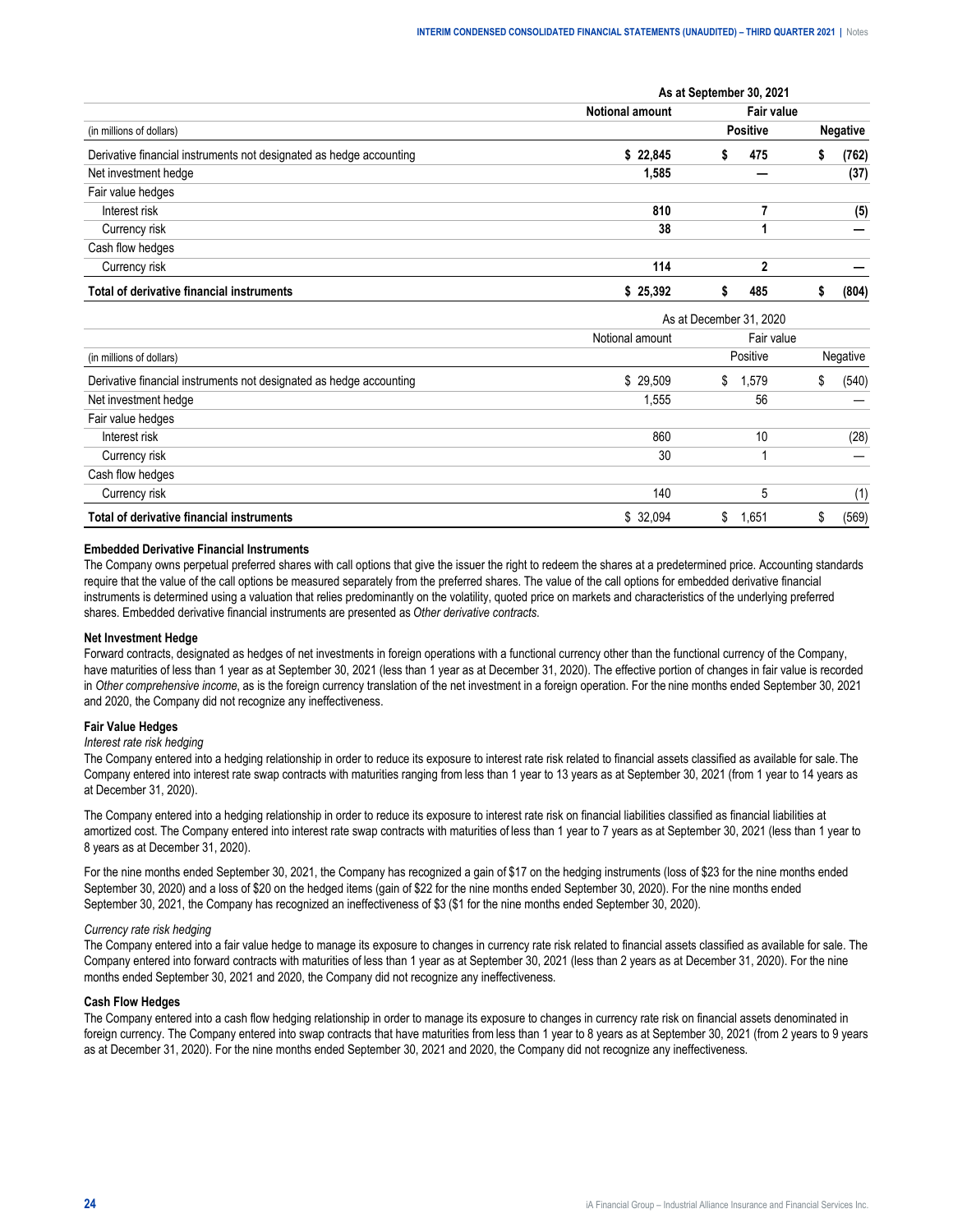| | As at September 30, 2021 | | |
|---|---|---|---|
| | **Notional amount** | **Fair value** | |
| (in millions of dollars) | | **Positive** | **Negative** |
| Derivative financial instruments not designated as hedge accounting | **$ 22,845** | **$ 475** | **$ (762)** |
| Net investment hedge | **1,585** | **—** | **(37)** |
| Fair value hedges | | | |
| Interest risk | **810** | **7** | **(5)** |
| Currency risk | **38** | **1** | **—** |
| Cash flow hedges | | | |
| Currency risk | **114** | **2** | **—** |
| **Total of derivative financial instruments** | **$ 25,392** | **$ 485** | **$ (804)** |

| | As at December 31, 2020 | | |
|---|---|---|---|
| | Notional amount | Fair value | |
| (in millions of dollars) | | Positive | Negative |
| Derivative financial instruments not designated as hedge accounting | $ 29,509 | $ 1,579 | $ (540) |
| Net investment hedge | 1,555 | 56 | — |
| Fair value hedges | | | |
| Interest risk | 860 | 10 | (28) |
| Currency risk | 30 | 1 | — |
| Cash flow hedges | | | |
| Currency risk | 140 | 5 | (1) |
| **Total of derivative financial instruments** | $ 32,094 | $ 1,651 | $ (569) |

**Embedded Derivative Financial Instruments**

The Company owns perpetual preferred shares with call options that give the issuer the right to redeem the shares at a predetermined price. Accounting standards require that the value of the call options be measured separately from the preferred shares. The value of the call options for embedded derivative financial instruments is determined using a valuation that relies predominantly on the volatility, quoted price on markets and characteristics of the underlying preferred shares. Embedded derivative financial instruments are presented as *Other derivative contracts*.

**Net Investment Hedge**

Forward contracts, designated as hedges of net investments in foreign operations with a functional currency other than the functional currency of the Company, have maturities of less than 1 year as at September 30, 2021 (less than 1 year as at December 31, 2020). The effective portion of changes in fair value is recorded in *Other comprehensive income*, as is the foreign currency translation of the net investment in a foreign operation. For the nine months ended September 30, 2021 and 2020, the Company did not recognize any ineffectiveness.

**Fair Value Hedges**

*Interest rate risk hedging*

The Company entered into a hedging relationship in order to reduce its exposure to interest rate risk related to financial assets classified as available for sale. The Company entered into interest rate swap contracts with maturities ranging from less than 1 year to 13 years as at September 30, 2021 (from 1 year to 14 years as at December 31, 2020).

The Company entered into a hedging relationship in order to reduce its exposure to interest rate risk on financial liabilities classified as financial liabilities at amortized cost. The Company entered into interest rate swap contracts with maturities of less than 1 year to 7 years as at September 30, 2021 (less than 1 year to 8 years as at December 31, 2020).

For the nine months ended September 30, 2021, the Company has recognized a gain of $17 on the hedging instruments (loss of $23 for the nine months ended September 30, 2020) and a loss of $20 on the hedged items (gain of $22 for the nine months ended September 30, 2020). For the nine months ended September 30, 2021, the Company has recognized an ineffectiveness of $3 ($1 for the nine months ended September 30, 2020).

*Currency rate risk hedging*

The Company entered into a fair value hedge to manage its exposure to changes in currency rate risk related to financial assets classified as available for sale. The Company entered into forward contracts with maturities of less than 1 year as at September 30, 2021 (less than 2 years as at December 31, 2020). For the nine months ended September 30, 2021 and 2020, the Company did not recognize any ineffectiveness.

**Cash Flow Hedges**

The Company entered into a cash flow hedging relationship in order to manage its exposure to changes in currency rate risk on financial assets denominated in foreign currency. The Company entered into swap contracts that have maturities from less than 1 year to 8 years as at September 30, 2021 (from 2 years to 9 years as at December 31, 2020). For the nine months ended September 30, 2021 and 2020, the Company did not recognize any ineffectiveness.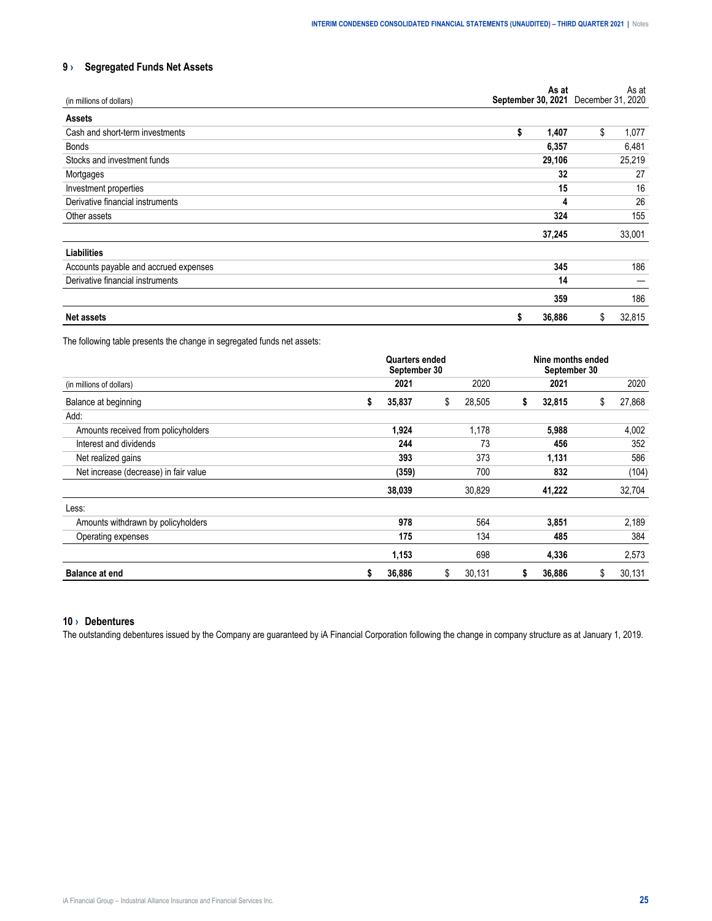## 9 › Segregated Funds Net Assets

| (in millions of dollars) | As at September 30, 2021 | As at December 31, 2020 |
|---|---|---|
| **Assets** | | |
| Cash and short-term investments | **$ 1,407** | $ 1,077 |
| Bonds | **6,357** | 6,481 |
| Stocks and investment funds | **29,106** | 25,219 |
| Mortgages | **32** | 27 |
| Investment properties | **15** | 16 |
| Derivative financial instruments | **4** | 26 |
| Other assets | **324** | 155 |
| | **37,245** | 33,001 |
| **Liabilities** | | |
| Accounts payable and accrued expenses | **345** | 186 |
| Derivative financial instruments | **14** | — |
| | **359** | 186 |
| **Net assets** | **$ 36,886** | $ 32,815 |

The following table presents the change in segregated funds net assets:

| | Quarters ended September 30 | | Nine months ended September 30 | |
|---|---|---|---|---|
| (in millions of dollars) | **2021** | 2020 | **2021** | 2020 |
| Balance at beginning | **$ 35,837** | $ 28,505 | **$ 32,815** | $ 27,868 |
| Add: | | | | |
| Amounts received from policyholders | **1,924** | 1,178 | **5,988** | 4,002 |
| Interest and dividends | **244** | 73 | **456** | 352 |
| Net realized gains | **393** | 373 | **1,131** | 586 |
| Net increase (decrease) in fair value | **(359)** | 700 | **832** | (104) |
| | **38,039** | 30,829 | **41,222** | 32,704 |
| Less: | | | | |
| Amounts withdrawn by policyholders | **978** | 564 | **3,851** | 2,189 |
| Operating expenses | **175** | 134 | **485** | 384 |
| | **1,153** | 698 | **4,336** | 2,573 |
| **Balance at end** | **$ 36,886** | $ 30,131 | **$ 36,886** | $ 30,131 |

## 10 › Debentures

The outstanding debentures issued by the Company are guaranteed by iA Financial Corporation following the change in company structure as at January 1, 2019.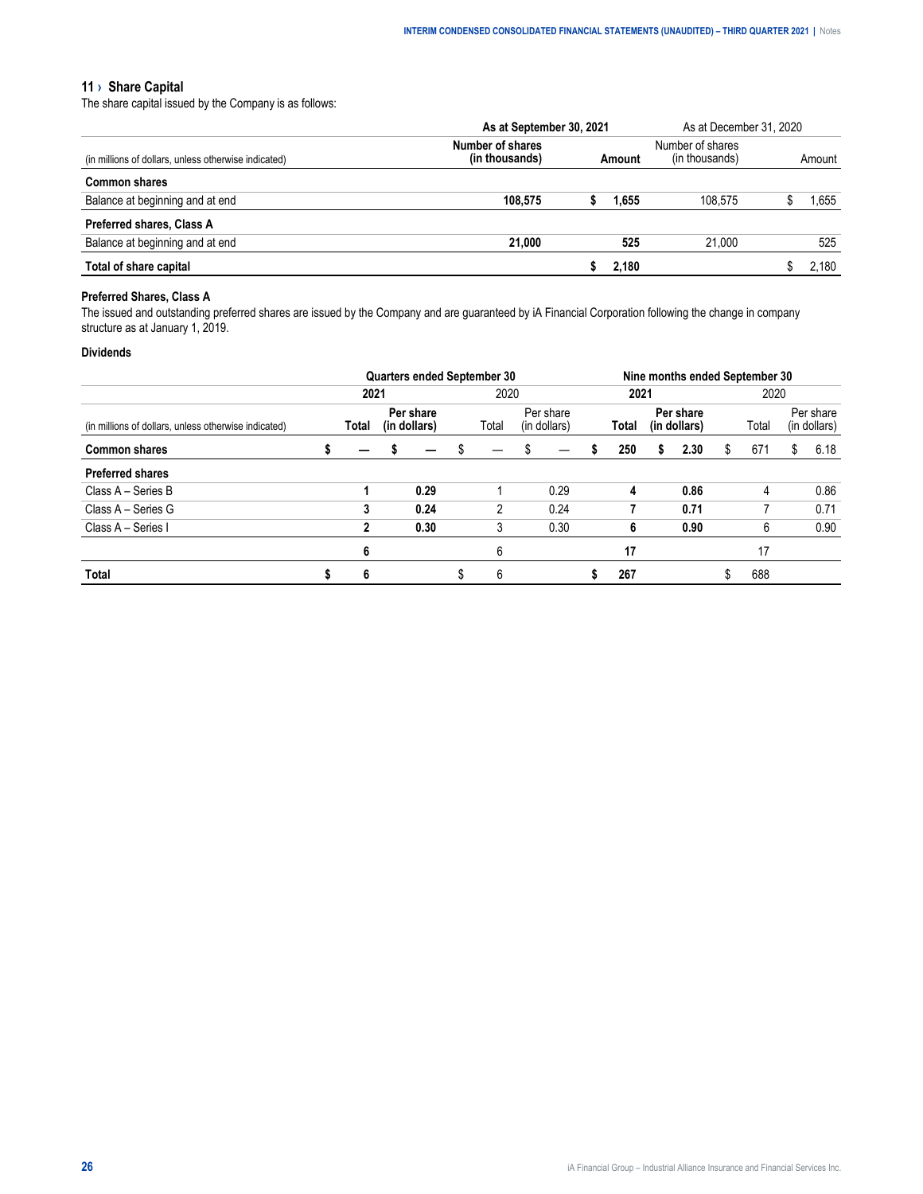## 11 › Share Capital

The share capital issued by the Company is as follows:

| (in millions of dollars, unless otherwise indicated) | As at September 30, 2021 Number of shares (in thousands) | As at September 30, 2021 Amount | As at December 31, 2020 Number of shares (in thousands) | As at December 31, 2020 Amount |
|---|---|---|---|---|
| **Common shares** | | | | |
| Balance at beginning and at end | **108,575** | **$ 1,655** | 108,575 | $ 1,655 |
| **Preferred shares, Class A** | | | | |
| Balance at beginning and at end | **21,000** | **525** | 21,000 | 525 |
| **Total of share capital** | | **$ 2,180** | | $ 2,180 |

**Preferred Shares, Class A**

The issued and outstanding preferred shares are issued by the Company and are guaranteed by iA Financial Corporation following the change in company structure as at January 1, 2019.

**Dividends**

| | Quarters ended September 30 | | | | Nine months ended September 30 | | | |
|---|---|---|---|---|---|---|---|---|
| | 2021 | | 2020 | | 2021 | | 2020 | |
| (in millions of dollars, unless otherwise indicated) | Total | Per share (in dollars) | Total | Per share (in dollars) | Total | Per share (in dollars) | Total | Per share (in dollars) |
| **Common shares** | **$ —** | **$ —** | $ — | $ — | **$ 250** | **$ 2.30** | $ 671 | $ 6.18 |
| **Preferred shares** | | | | | | | | |
| Class A – Series B | **1** | **0.29** | 1 | 0.29 | **4** | **0.86** | 4 | 0.86 |
| Class A – Series G | **3** | **0.24** | 2 | 0.24 | **7** | **0.71** | 7 | 0.71 |
| Class A – Series I | **2** | **0.30** | 3 | 0.30 | **6** | **0.90** | 6 | 0.90 |
| | **6** | | 6 | | **17** | | 17 | |
| **Total** | **$ 6** | | $ 6 | | **$ 267** | | $ 688 | |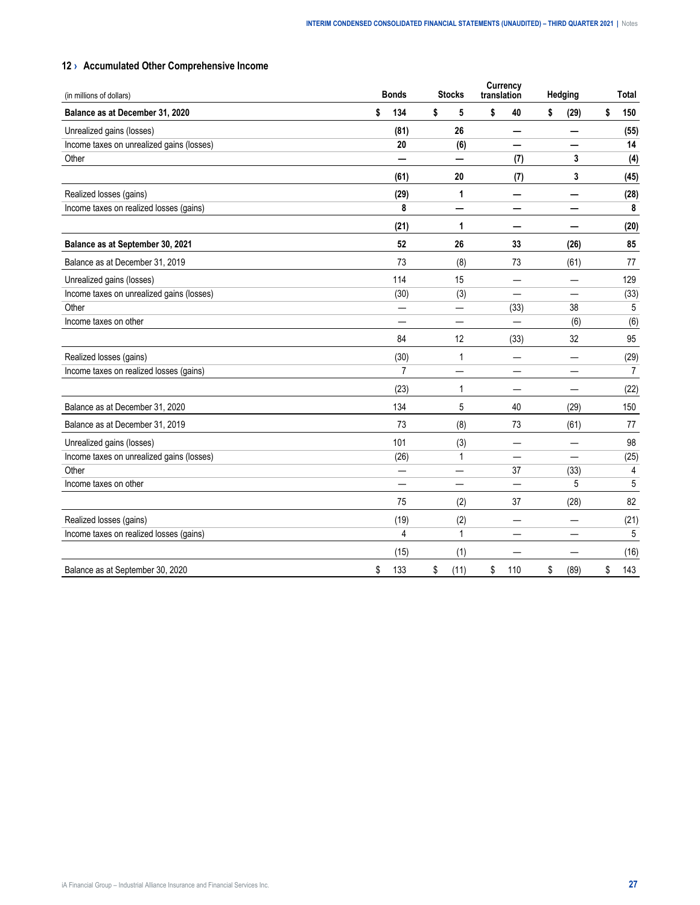## 12 › Accumulated Other Comprehensive Income

| (in millions of dollars) | Bonds | Stocks | Currency translation | Hedging | Total |
|---|---|---|---|---|---|
| **Balance as at December 31, 2020** | **$ 134** | **$ 5** | **$ 40** | **$ (29)** | **$ 150** |
| **Unrealized gains (losses)** | **(81)** | **26** | **—** | **—** | **(55)** |
| **Income taxes on unrealized gains (losses)** | **20** | **(6)** | **—** | **—** | **14** |
| **Other** | **—** | **—** | **(7)** | **3** | **(4)** |
| | **(61)** | **20** | **(7)** | **3** | **(45)** |
| **Realized losses (gains)** | **(29)** | **1** | **—** | **—** | **(28)** |
| **Income taxes on realized losses (gains)** | **8** | **—** | **—** | **—** | **8** |
| | **(21)** | **1** | **—** | **—** | **(20)** |
| **Balance as at September 30, 2021** | **52** | **26** | **33** | **(26)** | **85** |
| Balance as at December 31, 2019 | 73 | (8) | 73 | (61) | 77 |
| Unrealized gains (losses) | 114 | 15 | — | — | 129 |
| Income taxes on unrealized gains (losses) | (30) | (3) | — | — | (33) |
| Other | — | — | (33) | 38 | 5 |
| Income taxes on other | — | — | — | (6) | (6) |
| | 84 | 12 | (33) | 32 | 95 |
| Realized losses (gains) | (30) | 1 | — | — | (29) |
| Income taxes on realized losses (gains) | 7 | — | — | — | 7 |
| | (23) | 1 | — | — | (22) |
| Balance as at December 31, 2020 | 134 | 5 | 40 | (29) | 150 |
| Balance as at December 31, 2019 | 73 | (8) | 73 | (61) | 77 |
| Unrealized gains (losses) | 101 | (3) | — | — | 98 |
| Income taxes on unrealized gains (losses) | (26) | 1 | — | — | (25) |
| Other | — | — | 37 | (33) | 4 |
| Income taxes on other | — | — | — | 5 | 5 |
| | 75 | (2) | 37 | (28) | 82 |
| Realized losses (gains) | (19) | (2) | — | — | (21) |
| Income taxes on realized losses (gains) | 4 | 1 | — | — | 5 |
| | (15) | (1) | — | — | (16) |
| Balance as at September 30, 2020 | $ 133 | $ (11) | $ 110 | $ (89) | $ 143 |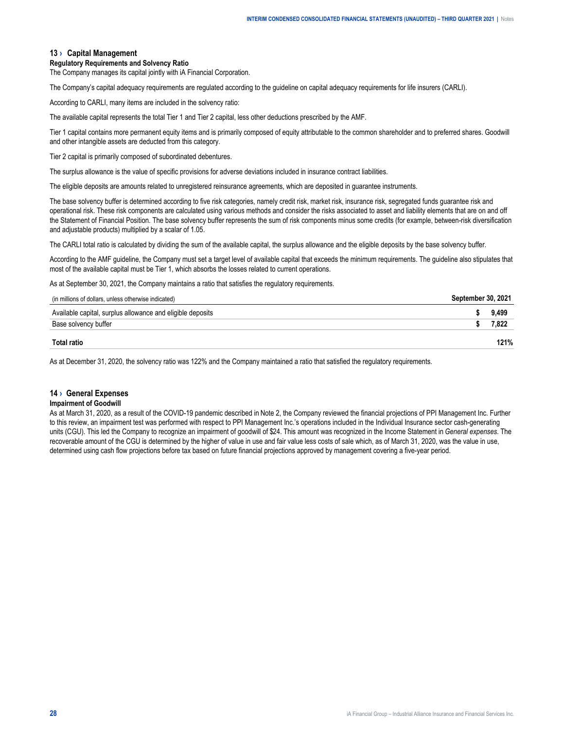## 13 › Capital Management

**Regulatory Requirements and Solvency Ratio**

The Company manages its capital jointly with iA Financial Corporation.

The Company's capital adequacy requirements are regulated according to the guideline on capital adequacy requirements for life insurers (CARLI).

According to CARLI, many items are included in the solvency ratio:

The available capital represents the total Tier 1 and Tier 2 capital, less other deductions prescribed by the AMF.

Tier 1 capital contains more permanent equity items and is primarily composed of equity attributable to the common shareholder and to preferred shares. Goodwill and other intangible assets are deducted from this category.

Tier 2 capital is primarily composed of subordinated debentures.

The surplus allowance is the value of specific provisions for adverse deviations included in insurance contract liabilities.

The eligible deposits are amounts related to unregistered reinsurance agreements, which are deposited in guarantee instruments.

The base solvency buffer is determined according to five risk categories, namely credit risk, market risk, insurance risk, segregated funds guarantee risk and operational risk. These risk components are calculated using various methods and consider the risks associated to asset and liability elements that are on and off the Statement of Financial Position. The base solvency buffer represents the sum of risk components minus some credits (for example, between-risk diversification and adjustable products) multiplied by a scalar of 1.05.

The CARLI total ratio is calculated by dividing the sum of the available capital, the surplus allowance and the eligible deposits by the base solvency buffer.

According to the AMF guideline, the Company must set a target level of available capital that exceeds the minimum requirements. The guideline also stipulates that most of the available capital must be Tier 1, which absorbs the losses related to current operations.

As at September 30, 2021, the Company maintains a ratio that satisfies the regulatory requirements.

| (in millions of dollars, unless otherwise indicated) | September 30, 2021 |
|---|---|
| Available capital, surplus allowance and eligible deposits | $ 9,499 |
| Base solvency buffer | $ 7,822 |
| **Total ratio** | **121%** |

As at December 31, 2020, the solvency ratio was 122% and the Company maintained a ratio that satisfied the regulatory requirements.

## 14 › General Expenses

**Impairment of Goodwill**

As at March 31, 2020, as a result of the COVID-19 pandemic described in Note 2, the Company reviewed the financial projections of PPI Management Inc. Further to this review, an impairment test was performed with respect to PPI Management Inc.'s operations included in the Individual Insurance sector cash-generating units (CGU). This led the Company to recognize an impairment of goodwill of $24. This amount was recognized in the Income Statement in *General expenses*. The recoverable amount of the CGU is determined by the higher of value in use and fair value less costs of sale which, as of March 31, 2020, was the value in use, determined using cash flow projections before tax based on future financial projections approved by management covering a five-year period.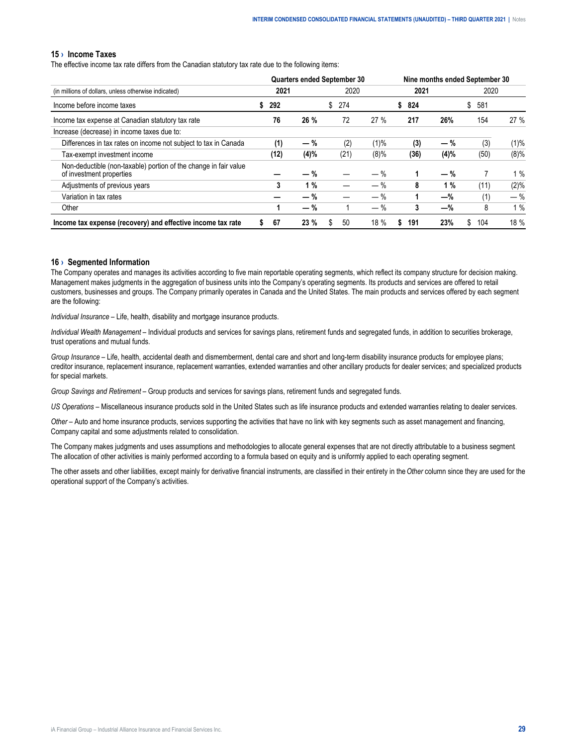## 15 › Income Taxes

The effective income tax rate differs from the Canadian statutory tax rate due to the following items:

| (in millions of dollars, unless otherwise indicated) | Quarters ended September 30 | | | | Nine months ended September 30 | | | |
|---|---|---|---|---|---|---|---|---|
| | **2021** | | 2020 | | **2021** | | 2020 | |
| Income before income taxes | **$ 292** | | $ 274 | | **$ 824** | | $ 581 | |
| Income tax expense at Canadian statutory tax rate | **76** | **26 %** | 72 | 27 % | **217** | **26%** | 154 | 27 % |
| Increase (decrease) in income taxes due to: | | | | | | | | |
| Differences in tax rates on income not subject to tax in Canada | **(1)** | **— %** | (2) | (1)% | **(3)** | **— %** | (3) | (1)% |
| Tax-exempt investment income | **(12)** | **(4)%** | (21) | (8)% | **(36)** | **(4)%** | (50) | (8)% |
| Non-deductible (non-taxable) portion of the change in fair value of investment properties | **—** | **— %** | — | — % | **1** | **— %** | 7 | 1 % |
| Adjustments of previous years | **3** | **1 %** | — | — % | **8** | **1 %** | (11) | (2)% |
| Variation in tax rates | **—** | **— %** | — | — % | **1** | **—%** | (1) | — % |
| Other | **1** | **— %** | 1 | — % | **3** | **—%** | 8 | 1 % |
| **Income tax expense (recovery) and effective income tax rate** | **$ 67** | **23 %** | $ 50 | 18 % | **$ 191** | **23%** | $ 104 | 18 % |

## 16 › Segmented Information

The Company operates and manages its activities according to five main reportable operating segments, which reflect its company structure for decision making. Management makes judgments in the aggregation of business units into the Company's operating segments. Its products and services are offered to retail customers, businesses and groups. The Company primarily operates in Canada and the United States. The main products and services offered by each segment are the following:

*Individual Insurance* – Life, health, disability and mortgage insurance products.

*Individual Wealth Management* – Individual products and services for savings plans, retirement funds and segregated funds, in addition to securities brokerage, trust operations and mutual funds.

*Group Insurance* – Life, health, accidental death and dismemberment, dental care and short and long-term disability insurance products for employee plans; creditor insurance, replacement insurance, replacement warranties, extended warranties and other ancillary products for dealer services; and specialized products for special markets.

*Group Savings and Retirement* – Group products and services for savings plans, retirement funds and segregated funds.

*US Operations* – Miscellaneous insurance products sold in the United States such as life insurance products and extended warranties relating to dealer services.

*Other* – Auto and home insurance products, services supporting the activities that have no link with key segments such as asset management and financing, Company capital and some adjustments related to consolidation.

The Company makes judgments and uses assumptions and methodologies to allocate general expenses that are not directly attributable to a business segment The allocation of other activities is mainly performed according to a formula based on equity and is uniformly applied to each operating segment.

The other assets and other liabilities, except mainly for derivative financial instruments, are classified in their entirety in the *Other* column since they are used for the operational support of the Company's activities.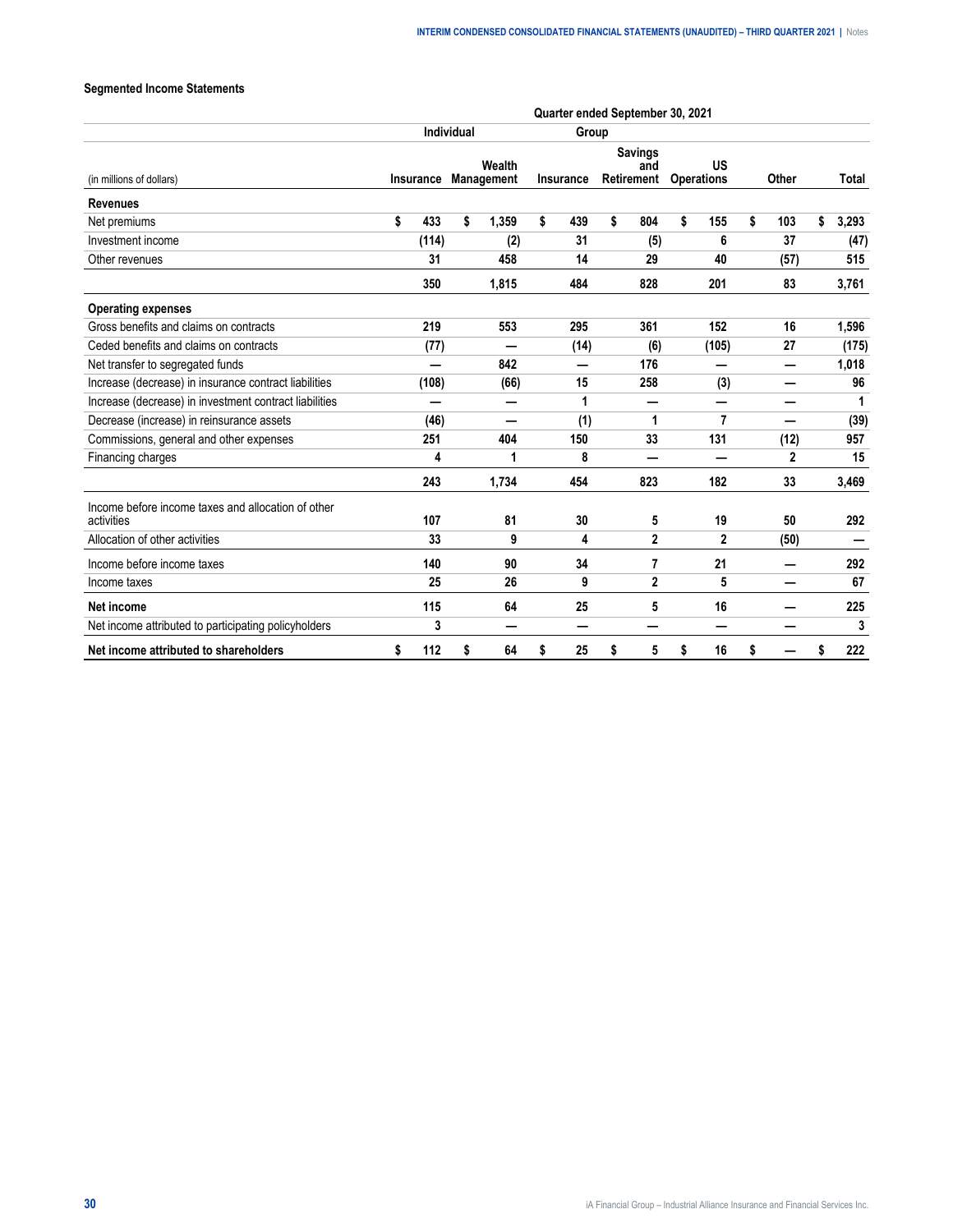### Segmented Income Statements

| (in millions of dollars) | Individual | | Group | | | | |
|---|---|---|---|---|---|---|---|
| | Quarter ended September 30, 2021 | | | | | | |
| | Insurance | Wealth Management | Insurance | Savings and Retirement | US Operations | Other | Total |
| **Revenues** | | | | | | | |
| Net premiums | $ 433 | $ 1,359 | $ 439 | $ 804 | $ 155 | $ 103 | $ 3,293 |
| Investment income | (114) | (2) | 31 | (5) | 6 | 37 | (47) |
| Other revenues | 31 | 458 | 14 | 29 | 40 | (57) | 515 |
| | 350 | 1,815 | 484 | 828 | 201 | 83 | 3,761 |
| **Operating expenses** | | | | | | | |
| Gross benefits and claims on contracts | 219 | 553 | 295 | 361 | 152 | 16 | 1,596 |
| Ceded benefits and claims on contracts | (77) | — | (14) | (6) | (105) | 27 | (175) |
| Net transfer to segregated funds | — | 842 | — | 176 | — | — | 1,018 |
| Increase (decrease) in insurance contract liabilities | (108) | (66) | 15 | 258 | (3) | — | 96 |
| Increase (decrease) in investment contract liabilities | — | — | 1 | — | — | — | 1 |
| Decrease (increase) in reinsurance assets | (46) | — | (1) | 1 | 7 | — | (39) |
| Commissions, general and other expenses | 251 | 404 | 150 | 33 | 131 | (12) | 957 |
| Financing charges | 4 | 1 | 8 | — | — | 2 | 15 |
| | 243 | 1,734 | 454 | 823 | 182 | 33 | 3,469 |
| Income before income taxes and allocation of other activities | 107 | 81 | 30 | 5 | 19 | 50 | 292 |
| Allocation of other activities | 33 | 9 | 4 | 2 | 2 | (50) | — |
| Income before income taxes | 140 | 90 | 34 | 7 | 21 | — | 292 |
| Income taxes | 25 | 26 | 9 | 2 | 5 | — | 67 |
| **Net income** | 115 | 64 | 25 | 5 | 16 | — | 225 |
| Net income attributed to participating policyholders | 3 | — | — | — | — | — | 3 |
| **Net income attributed to shareholders** | $ 112 | $ 64 | $ 25 | $ 5 | $ 16 | $ — | $ 222 |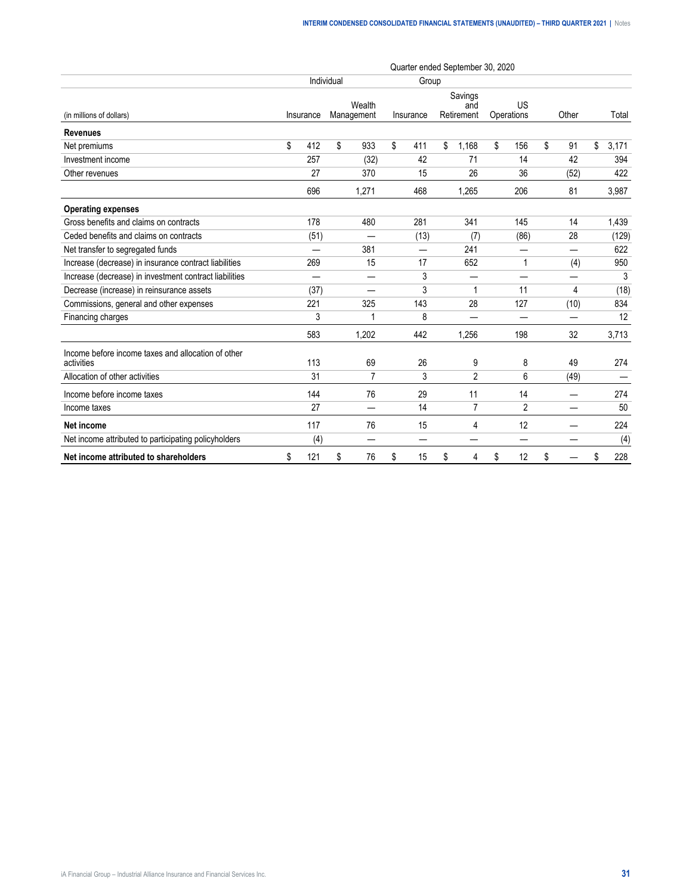| (in millions of dollars) | Quarter ended September 30, 2020 | | | | | | |
|---|---|---|---|---|---|---|---|
| | Individual | | Group | | | | |
| | Insurance | Wealth Management | Insurance | Savings and Retirement | US Operations | Other | Total |
| **Revenues** | | | | | | | |
| Net premiums | $ 412 | $ 933 | $ 411 | $ 1,168 | $ 156 | $ 91 | $ 3,171 |
| Investment income | 257 | (32) | 42 | 71 | 14 | 42 | 394 |
| Other revenues | 27 | 370 | 15 | 26 | 36 | (52) | 422 |
| | 696 | 1,271 | 468 | 1,265 | 206 | 81 | 3,987 |
| **Operating expenses** | | | | | | | |
| Gross benefits and claims on contracts | 178 | 480 | 281 | 341 | 145 | 14 | 1,439 |
| Ceded benefits and claims on contracts | (51) | — | (13) | (7) | (86) | 28 | (129) |
| Net transfer to segregated funds | — | 381 | — | 241 | — | — | 622 |
| Increase (decrease) in insurance contract liabilities | 269 | 15 | 17 | 652 | 1 | (4) | 950 |
| Increase (decrease) in investment contract liabilities | — | — | 3 | — | — | — | 3 |
| Decrease (increase) in reinsurance assets | (37) | — | 3 | 1 | 11 | 4 | (18) |
| Commissions, general and other expenses | 221 | 325 | 143 | 28 | 127 | (10) | 834 |
| Financing charges | 3 | 1 | 8 | — | — | — | 12 |
| | 583 | 1,202 | 442 | 1,256 | 198 | 32 | 3,713 |
| Income before income taxes and allocation of other activities | 113 | 69 | 26 | 9 | 8 | 49 | 274 |
| Allocation of other activities | 31 | 7 | 3 | 2 | 6 | (49) | — |
| Income before income taxes | 144 | 76 | 29 | 11 | 14 | — | 274 |
| Income taxes | 27 | — | 14 | 7 | 2 | — | 50 |
| **Net income** | 117 | 76 | 15 | 4 | 12 | — | 224 |
| Net income attributed to participating policyholders | (4) | — | — | — | — | — | (4) |
| **Net income attributed to shareholders** | $ 121 | $ 76 | $ 15 | $ 4 | $ 12 | $ — | $ 228 |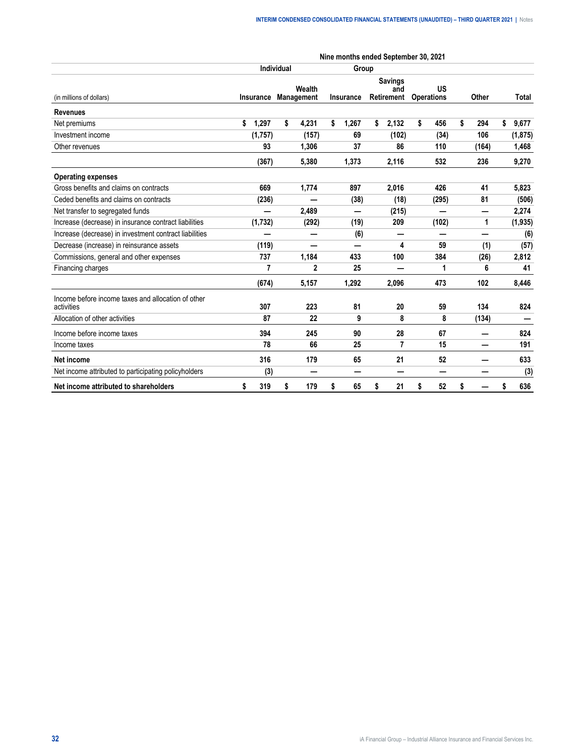| (in millions of dollars) | Nine months ended September 30, 2021 | | | | | | |
|---|---|---|---|---|---|---|---|
| | Individual | | Group | | | | |
| | Insurance | Wealth Management | Insurance | Savings and Retirement | US Operations | Other | Total |
| **Revenues** | | | | | | | |
| Net premiums | $ 1,297 | $ 4,231 | $ 1,267 | $ 2,132 | $ 456 | $ 294 | $ 9,677 |
| Investment income | (1,757) | (157) | 69 | (102) | (34) | 106 | (1,875) |
| Other revenues | 93 | 1,306 | 37 | 86 | 110 | (164) | 1,468 |
| | (367) | 5,380 | 1,373 | 2,116 | 532 | 236 | 9,270 |
| **Operating expenses** | | | | | | | |
| Gross benefits and claims on contracts | 669 | 1,774 | 897 | 2,016 | 426 | 41 | 5,823 |
| Ceded benefits and claims on contracts | (236) | — | (38) | (18) | (295) | 81 | (506) |
| Net transfer to segregated funds | — | 2,489 | — | (215) | — | — | 2,274 |
| Increase (decrease) in insurance contract liabilities | (1,732) | (292) | (19) | 209 | (102) | 1 | (1,935) |
| Increase (decrease) in investment contract liabilities | — | — | (6) | — | — | — | (6) |
| Decrease (increase) in reinsurance assets | (119) | — | — | 4 | 59 | (1) | (57) |
| Commissions, general and other expenses | 737 | 1,184 | 433 | 100 | 384 | (26) | 2,812 |
| Financing charges | 7 | 2 | 25 | — | 1 | 6 | 41 |
| | (674) | 5,157 | 1,292 | 2,096 | 473 | 102 | 8,446 |
| Income before income taxes and allocation of other activities | 307 | 223 | 81 | 20 | 59 | 134 | 824 |
| Allocation of other activities | 87 | 22 | 9 | 8 | 8 | (134) | — |
| Income before income taxes | 394 | 245 | 90 | 28 | 67 | — | 824 |
| Income taxes | 78 | 66 | 25 | 7 | 15 | — | 191 |
| **Net income** | 316 | 179 | 65 | 21 | 52 | — | 633 |
| Net income attributed to participating policyholders | (3) | — | — | — | — | — | (3) |
| **Net income attributed to shareholders** | $ 319 | $ 179 | $ 65 | $ 21 | $ 52 | $ — | $ 636 |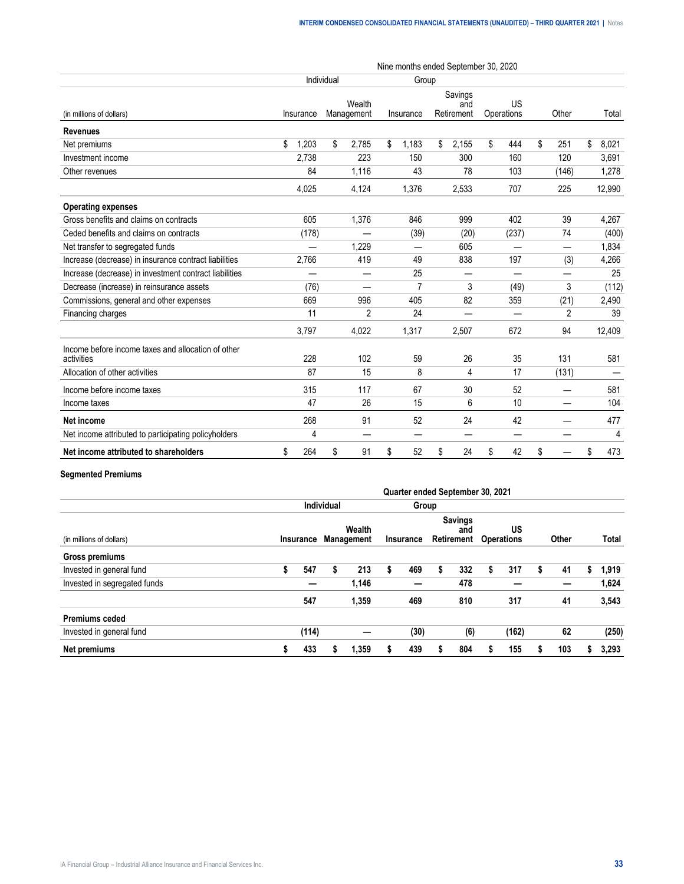| | Nine months ended September 30, 2020 | | | | | | |
|---|---|---|---|---|---|---|---|
| | Individual | | Group | | | | |
| (in millions of dollars) | Insurance | Wealth Management | Insurance | Savings and Retirement | US Operations | Other | Total |
| **Revenues** | | | | | | | |
| Net premiums | $ 1,203 | $ 2,785 | $ 1,183 | $ 2,155 | $ 444 | $ 251 | $ 8,021 |
| Investment income | 2,738 | 223 | 150 | 300 | 160 | 120 | 3,691 |
| Other revenues | 84 | 1,116 | 43 | 78 | 103 | (146) | 1,278 |
| | 4,025 | 4,124 | 1,376 | 2,533 | 707 | 225 | 12,990 |
| **Operating expenses** | | | | | | | |
| Gross benefits and claims on contracts | 605 | 1,376 | 846 | 999 | 402 | 39 | 4,267 |
| Ceded benefits and claims on contracts | (178) | — | (39) | (20) | (237) | 74 | (400) |
| Net transfer to segregated funds | — | 1,229 | — | 605 | — | — | 1,834 |
| Increase (decrease) in insurance contract liabilities | 2,766 | 419 | 49 | 838 | 197 | (3) | 4,266 |
| Increase (decrease) in investment contract liabilities | — | — | 25 | — | — | — | 25 |
| Decrease (increase) in reinsurance assets | (76) | — | 7 | 3 | (49) | 3 | (112) |
| Commissions, general and other expenses | 669 | 996 | 405 | 82 | 359 | (21) | 2,490 |
| Financing charges | 11 | 2 | 24 | — | — | 2 | 39 |
| | 3,797 | 4,022 | 1,317 | 2,507 | 672 | 94 | 12,409 |
| Income before income taxes and allocation of other activities | 228 | 102 | 59 | 26 | 35 | 131 | 581 |
| Allocation of other activities | 87 | 15 | 8 | 4 | 17 | (131) | — |
| Income before income taxes | 315 | 117 | 67 | 30 | 52 | — | 581 |
| Income taxes | 47 | 26 | 15 | 6 | 10 | — | 104 |
| **Net income** | 268 | 91 | 52 | 24 | 42 | — | 477 |
| Net income attributed to participating policyholders | 4 | — | — | — | — | — | 4 |
| **Net income attributed to shareholders** | $ 264 | $ 91 | $ 52 | $ 24 | $ 42 | $ — | $ 473 |

**Segmented Premiums**

| | **Quarter ended September 30, 2021** | | | | | | |
|---|---|---|---|---|---|---|---|
| | **Individual** | | **Group** | | | | |
| (in millions of dollars) | **Insurance** | **Wealth Management** | **Insurance** | **Savings and Retirement** | **US Operations** | **Other** | **Total** |
| **Gross premiums** | | | | | | | |
| Invested in general fund | **$ 547** | **$ 213** | **$ 469** | **$ 332** | **$ 317** | **$ 41** | **$ 1,919** |
| Invested in segregated funds | **—** | **1,146** | **—** | **478** | **—** | **—** | **1,624** |
| | **547** | **1,359** | **469** | **810** | **317** | **41** | **3,543** |
| **Premiums ceded** | | | | | | | |
| Invested in general fund | **(114)** | **—** | **(30)** | **(6)** | **(162)** | **62** | **(250)** |
| **Net premiums** | **$ 433** | **$ 1,359** | **$ 439** | **$ 804** | **$ 155** | **$ 103** | **$ 3,293** |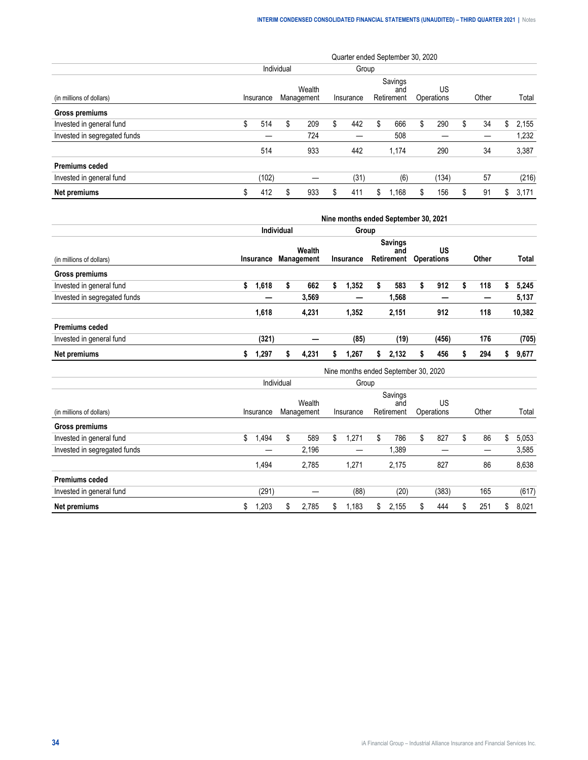| (in millions of dollars) | Quarter ended September 30, 2020 | | | | | | |
|---|---|---|---|---|---|---|---|
| | Individual | | Group | | | | |
| | Insurance | Wealth Management | Insurance | Savings and Retirement | US Operations | Other | Total |
| **Gross premiums** | | | | | | | |
| Invested in general fund | $ 514 | $ 209 | $ 442 | $ 666 | $ 290 | $ 34 | $ 2,155 |
| Invested in segregated funds | — | 724 | — | 508 | — | — | 1,232 |
| | 514 | 933 | 442 | 1,174 | 290 | 34 | 3,387 |
| **Premiums ceded** | | | | | | | |
| Invested in general fund | (102) | — | (31) | (6) | (134) | 57 | (216) |
| **Net premiums** | $ 412 | $ 933 | $ 411 | $ 1,168 | $ 156 | $ 91 | $ 3,171 |

| (in millions of dollars) | **Nine months ended September 30, 2021** | | | | | | |
|---|---|---|---|---|---|---|---|
| | **Individual** | | **Group** | | | | |
| | **Insurance** | **Wealth Management** | **Insurance** | **Savings and Retirement** | **US Operations** | **Other** | **Total** |
| **Gross premiums** | | | | | | | |
| Invested in general fund | **$ 1,618** | **$ 662** | **$ 1,352** | **$ 583** | **$ 912** | **$ 118** | **$ 5,245** |
| Invested in segregated funds | **—** | **3,569** | **—** | **1,568** | **—** | **—** | **5,137** |
| | **1,618** | **4,231** | **1,352** | **2,151** | **912** | **118** | **10,382** |
| **Premiums ceded** | | | | | | | |
| Invested in general fund | **(321)** | **—** | **(85)** | **(19)** | **(456)** | **176** | **(705)** |
| **Net premiums** | **$ 1,297** | **$ 4,231** | **$ 1,267** | **$ 2,132** | **$ 456** | **$ 294** | **$ 9,677** |

| (in millions of dollars) | Nine months ended September 30, 2020 | | | | | | |
|---|---|---|---|---|---|---|---|
| | Individual | | Group | | | | |
| | Insurance | Wealth Management | Insurance | Savings and Retirement | US Operations | Other | Total |
| **Gross premiums** | | | | | | | |
| Invested in general fund | $ 1,494 | $ 589 | $ 1,271 | $ 786 | $ 827 | $ 86 | $ 5,053 |
| Invested in segregated funds | — | 2,196 | — | 1,389 | — | — | 3,585 |
| | 1,494 | 2,785 | 1,271 | 2,175 | 827 | 86 | 8,638 |
| **Premiums ceded** | | | | | | | |
| Invested in general fund | (291) | — | (88) | (20) | (383) | 165 | (617) |
| **Net premiums** | $ 1,203 | $ 2,785 | $ 1,183 | $ 2,155 | $ 444 | $ 251 | $ 8,021 |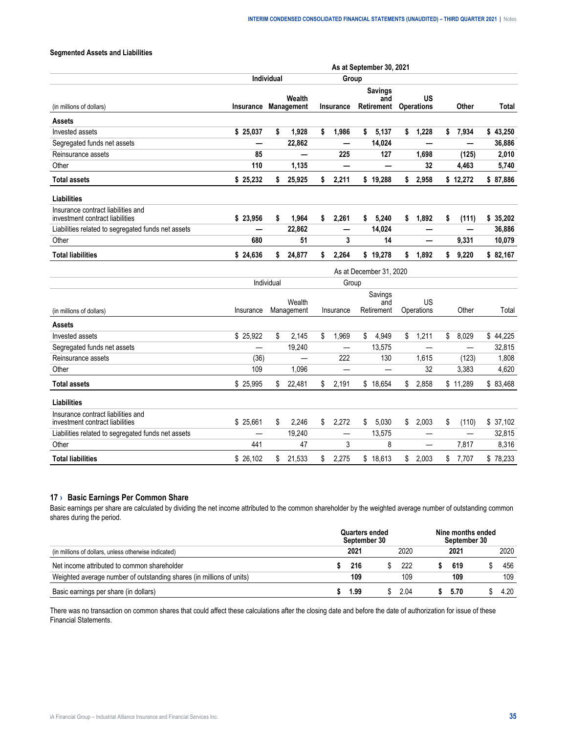### Segmented Assets and Liabilities

| | As at September 30, 2021 | | | | | | |
|---|---|---|---|---|---|---|---|
| | Individual | | Group | | | | |
| (in millions of dollars) | Insurance | Wealth Management | Insurance | Savings and Retirement | US Operations | Other | Total |
| **Assets** | | | | | | | |
| Invested assets | $ 25,037 | $ 1,928 | $ 1,986 | $ 5,137 | $ 1,228 | $ 7,934 | $ 43,250 |
| Segregated funds net assets | — | 22,862 | — | 14,024 | — | — | 36,886 |
| Reinsurance assets | 85 | — | 225 | 127 | 1,698 | (125) | 2,010 |
| Other | 110 | 1,135 | — | — | 32 | 4,463 | 5,740 |
| **Total assets** | $ 25,232 | $ 25,925 | $ 2,211 | $ 19,288 | $ 2,958 | $ 12,272 | $ 87,886 |
| **Liabilities** | | | | | | | |
| Insurance contract liabilities and investment contract liabilities | $ 23,956 | $ 1,964 | $ 2,261 | $ 5,240 | $ 1,892 | $ (111) | $ 35,202 |
| Liabilities related to segregated funds net assets | — | 22,862 | — | 14,024 | — | — | 36,886 |
| Other | 680 | 51 | 3 | 14 | — | 9,331 | 10,079 |
| **Total liabilities** | $ 24,636 | $ 24,877 | $ 2,264 | $ 19,278 | $ 1,892 | $ 9,220 | $ 82,167 |

| | As at December 31, 2020 | | | | | | |
|---|---|---|---|---|---|---|---|
| | Individual | | Group | | | | |
| (in millions of dollars) | Insurance | Wealth Management | Insurance | Savings and Retirement | US Operations | Other | Total |
| **Assets** | | | | | | | |
| Invested assets | $ 25,922 | $ 2,145 | $ 1,969 | $ 4,949 | $ 1,211 | $ 8,029 | $ 44,225 |
| Segregated funds net assets | — | 19,240 | — | 13,575 | — | — | 32,815 |
| Reinsurance assets | (36) | — | 222 | 130 | 1,615 | (123) | 1,808 |
| Other | 109 | 1,096 | — | — | 32 | 3,383 | 4,620 |
| **Total assets** | $ 25,995 | $ 22,481 | $ 2,191 | $ 18,654 | $ 2,858 | $ 11,289 | $ 83,468 |
| **Liabilities** | | | | | | | |
| Insurance contract liabilities and investment contract liabilities | $ 25,661 | $ 2,246 | $ 2,272 | $ 5,030 | $ 2,003 | $ (110) | $ 37,102 |
| Liabilities related to segregated funds net assets | — | 19,240 | — | 13,575 | — | — | 32,815 |
| Other | 441 | 47 | 3 | 8 | — | 7,817 | 8,316 |
| **Total liabilities** | $ 26,102 | $ 21,533 | $ 2,275 | $ 18,613 | $ 2,003 | $ 7,707 | $ 78,233 |

## 17 › Basic Earnings Per Common Share

Basic earnings per share are calculated by dividing the net income attributed to the common shareholder by the weighted average number of outstanding common shares during the period.

| | Quarters ended September 30 | | Nine months ended September 30 | |
|---|---|---|---|---|
| (in millions of dollars, unless otherwise indicated) | 2021 | 2020 | 2021 | 2020 |
| Net income attributed to common shareholder | $ 216 | $ 222 | $ 619 | $ 456 |
| Weighted average number of outstanding shares (in millions of units) | 109 | 109 | 109 | 109 |
| Basic earnings per share (in dollars) | $ 1.99 | $ 2.04 | $ 5.70 | $ 4.20 |

There was no transaction on common shares that could affect these calculations after the closing date and before the date of authorization for issue of these Financial Statements.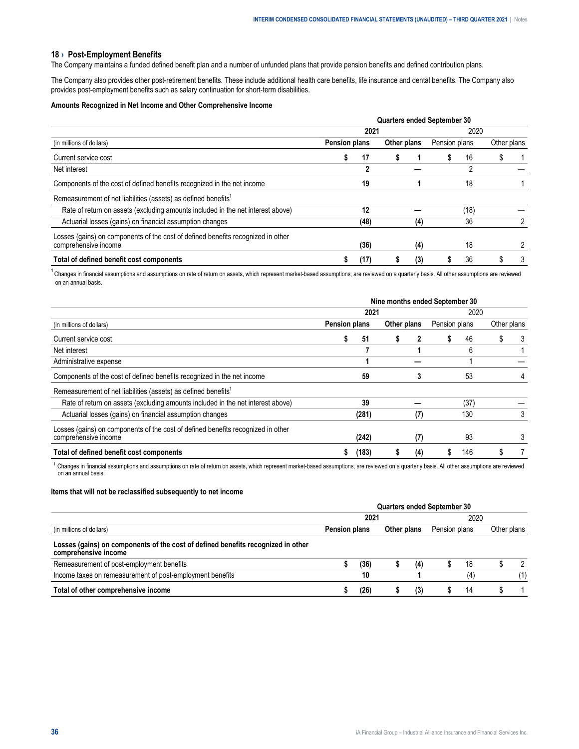## 18 › Post-Employment Benefits

The Company maintains a funded defined benefit plan and a number of unfunded plans that provide pension benefits and defined contribution plans.

The Company also provides other post-retirement benefits. These include additional health care benefits, life insurance and dental benefits. The Company also provides post-employment benefits such as salary continuation for short-term disabilities.

**Amounts Recognized in Net Income and Other Comprehensive Income**

| | Quarters ended September 30 | | | |
|---|---|---|---|---|
| | **2021** | | 2020 | |
| (in millions of dollars) | **Pension plans** | **Other plans** | Pension plans | Other plans |
| Current service cost | **$ 17** | **$ 1** | $ 16 | $ 1 |
| Net interest | **2** | **—** | 2 | — |
| Components of the cost of defined benefits recognized in the net income | **19** | **1** | 18 | 1 |
| Remeasurement of net liabilities (assets) as defined benefits[1] | | | | |
| Rate of return on assets (excluding amounts included in the net interest above) | **12** | **—** | (18) | — |
| Actuarial losses (gains) on financial assumption changes | **(48)** | **(4)** | 36 | 2 |
| Losses (gains) on components of the cost of defined benefits recognized in other comprehensive income | **(36)** | **(4)** | 18 | 2 |
| **Total of defined benefit cost components** | **$ (17)** | **$ (3)** | $ 36 | $ 3 |

[1] Changes in financial assumptions and assumptions on rate of return on assets, which represent market-based assumptions, are reviewed on a quarterly basis. All other assumptions are reviewed on an annual basis.

| | Nine months ended September 30 | | | |
|---|---|---|---|---|
| | **2021** | | 2020 | |
| (in millions of dollars) | **Pension plans** | **Other plans** | Pension plans | Other plans |
| Current service cost | **$ 51** | **$ 2** | $ 46 | $ 3 |
| Net interest | **7** | **1** | 6 | 1 |
| Administrative expense | **1** | **—** | 1 | — |
| Components of the cost of defined benefits recognized in the net income | **59** | **3** | 53 | 4 |
| Remeasurement of net liabilities (assets) as defined benefits[1] | | | | |
| Rate of return on assets (excluding amounts included in the net interest above) | **39** | **—** | (37) | — |
| Actuarial losses (gains) on financial assumption changes | **(281)** | **(7)** | 130 | 3 |
| Losses (gains) on components of the cost of defined benefits recognized in other comprehensive income | **(242)** | **(7)** | 93 | 3 |
| **Total of defined benefit cost components** | **$ (183)** | **$ (4)** | $ 146 | $ 7 |

[1] Changes in financial assumptions and assumptions on rate of return on assets, which represent market-based assumptions, are reviewed on a quarterly basis. All other assumptions are reviewed on an annual basis.

**Items that will not be reclassified subsequently to net income**

| | Quarters ended September 30 | | | |
|---|---|---|---|---|
| | **2021** | | 2020 | |
| (in millions of dollars) | **Pension plans** | **Other plans** | Pension plans | Other plans |
| **Losses (gains) on components of the cost of defined benefits recognized in other comprehensive income** | | | | |
| Remeasurement of post-employment benefits | **$ (36)** | **$ (4)** | $ 18 | $ 2 |
| Income taxes on remeasurement of post-employment benefits | **10** | **1** | (4) | (1) |
| **Total of other comprehensive income** | **$ (26)** | **$ (3)** | $ 14 | $ 1 |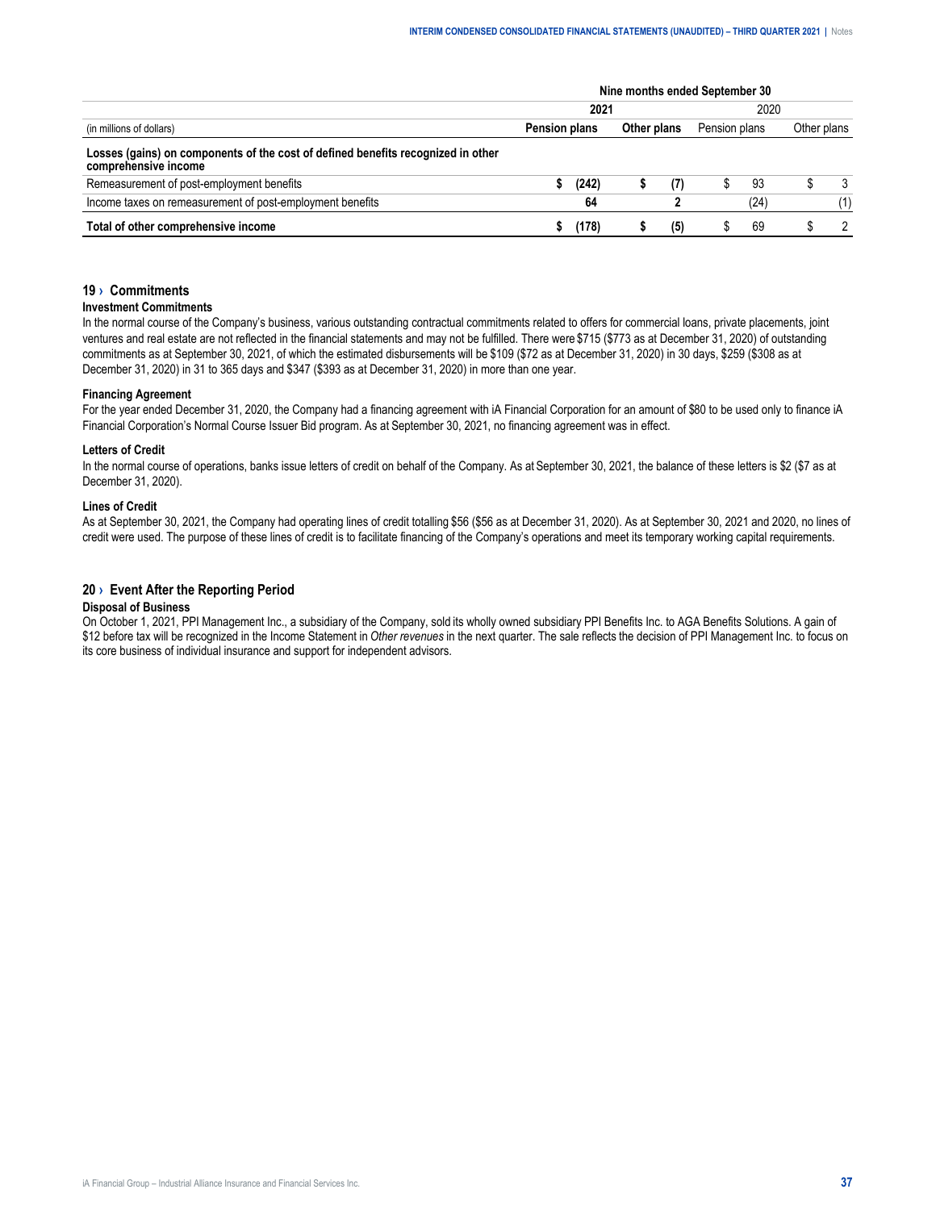| | Nine months ended September 30 | | | |
|---|---|---|---|---|
| | **2021** | | 2020 | |
| (in millions of dollars) | **Pension plans** | **Other plans** | Pension plans | Other plans |
| **Losses (gains) on components of the cost of defined benefits recognized in other comprehensive income** | | | | |
| Remeasurement of post-employment benefits | **$ (242)** | **$ (7)** | $ 93 | $ 3 |
| Income taxes on remeasurement of post-employment benefits | **64** | **2** | (24) | (1) |
| **Total of other comprehensive income** | **$ (178)** | **$ (5)** | $ 69 | $ 2 |

## 19 › Commitments

### Investment Commitments

In the normal course of the Company's business, various outstanding contractual commitments related to offers for commercial loans, private placements, joint ventures and real estate are not reflected in the financial statements and may not be fulfilled. There were $715 ($773 as at December 31, 2020) of outstanding commitments as at September 30, 2021, of which the estimated disbursements will be $109 ($72 as at December 31, 2020) in 30 days, $259 ($308 as at December 31, 2020) in 31 to 365 days and $347 ($393 as at December 31, 2020) in more than one year.

### Financing Agreement

For the year ended December 31, 2020, the Company had a financing agreement with iA Financial Corporation for an amount of $80 to be used only to finance iA Financial Corporation's Normal Course Issuer Bid program. As at September 30, 2021, no financing agreement was in effect.

### Letters of Credit

In the normal course of operations, banks issue letters of credit on behalf of the Company. As at September 30, 2021, the balance of these letters is $2 ($7 as at December 31, 2020).

### Lines of Credit

As at September 30, 2021, the Company had operating lines of credit totalling $56 ($56 as at December 31, 2020). As at September 30, 2021 and 2020, no lines of credit were used. The purpose of these lines of credit is to facilitate financing of the Company's operations and meet its temporary working capital requirements.

## 20 › Event After the Reporting Period

### Disposal of Business

On October 1, 2021, PPI Management Inc., a subsidiary of the Company, sold its wholly owned subsidiary PPI Benefits Inc. to AGA Benefits Solutions. A gain of $12 before tax will be recognized in the Income Statement in *Other revenues* in the next quarter. The sale reflects the decision of PPI Management Inc. to focus on its core business of individual insurance and support for independent advisors.